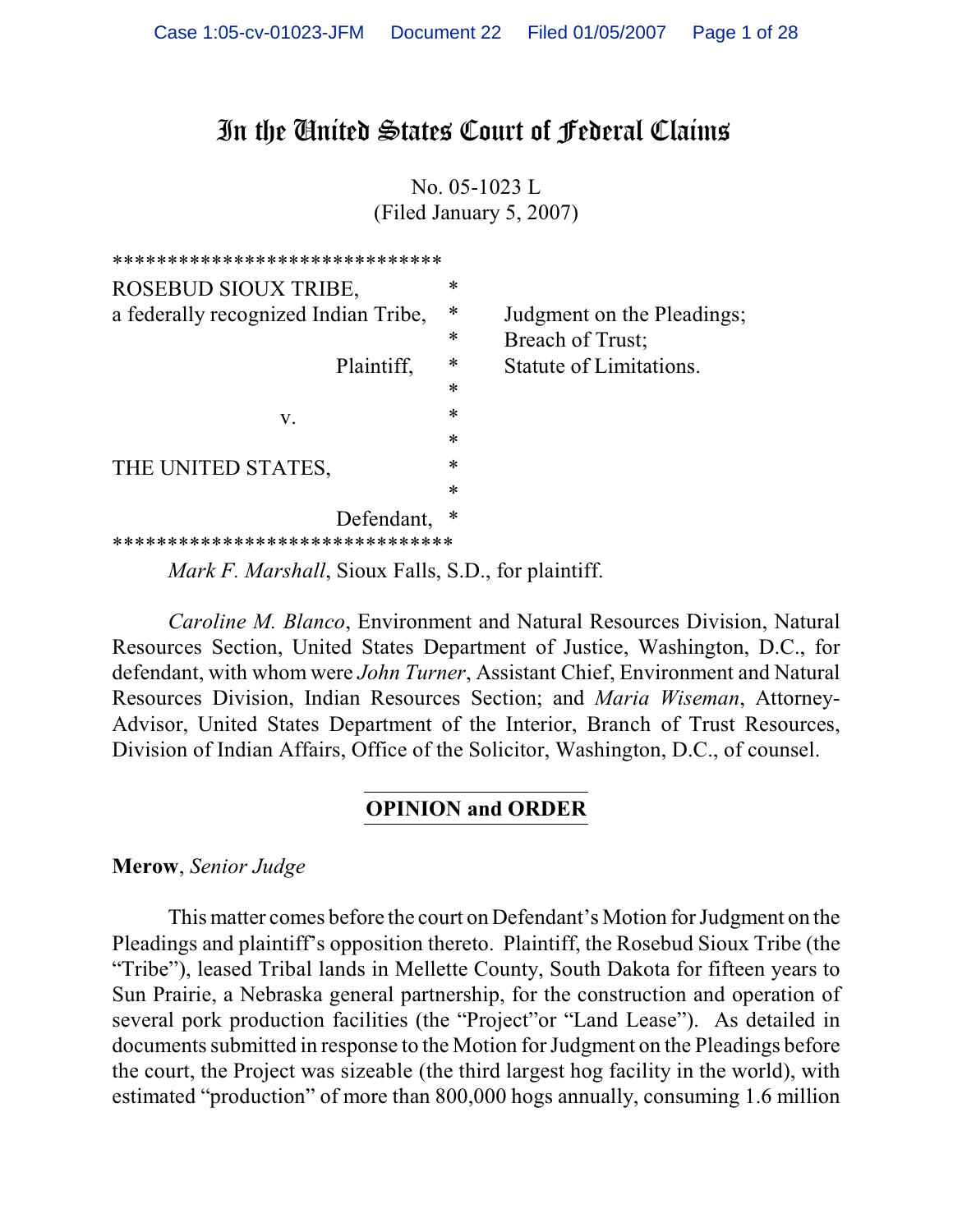# In the United States Court of Federal Claims

No. 05-1023 L
(Filed January 5, 2007)

```
******************************
ROSEBUD SIOUX TRIBE,               *
a federally recognized Indian Tribe, *    Judgment on the Pleadings;
                                   *    Breach of Trust;
                    Plaintiff,     *    Statute of Limitations.
                                   *
            v.                     *
                                   *
THE UNITED STATES,                 *
                                   *
                    Defendant,     *
******************************
```

*Mark F. Marshall*, Sioux Falls, S.D., for plaintiff.

*Caroline M. Blanco*, Environment and Natural Resources Division, Natural Resources Section, United States Department of Justice, Washington, D.C., for defendant, with whom were *John Turner*, Assistant Chief, Environment and Natural Resources Division, Indian Resources Section; and *Maria Wiseman*, Attorney-Advisor, United States Department of the Interior, Branch of Trust Resources, Division of Indian Affairs, Office of the Solicitor, Washington, D.C., of counsel.

## OPINION and ORDER

**Merow**, *Senior Judge*

This matter comes before the court on Defendant's Motion for Judgment on the Pleadings and plaintiff's opposition thereto. Plaintiff, the Rosebud Sioux Tribe (the "Tribe"), leased Tribal lands in Mellette County, South Dakota for fifteen years to Sun Prairie, a Nebraska general partnership, for the construction and operation of several pork production facilities (the "Project"or "Land Lease"). As detailed in documents submitted in response to the Motion for Judgment on the Pleadings before the court, the Project was sizeable (the third largest hog facility in the world), with estimated "production" of more than 800,000 hogs annually, consuming 1.6 million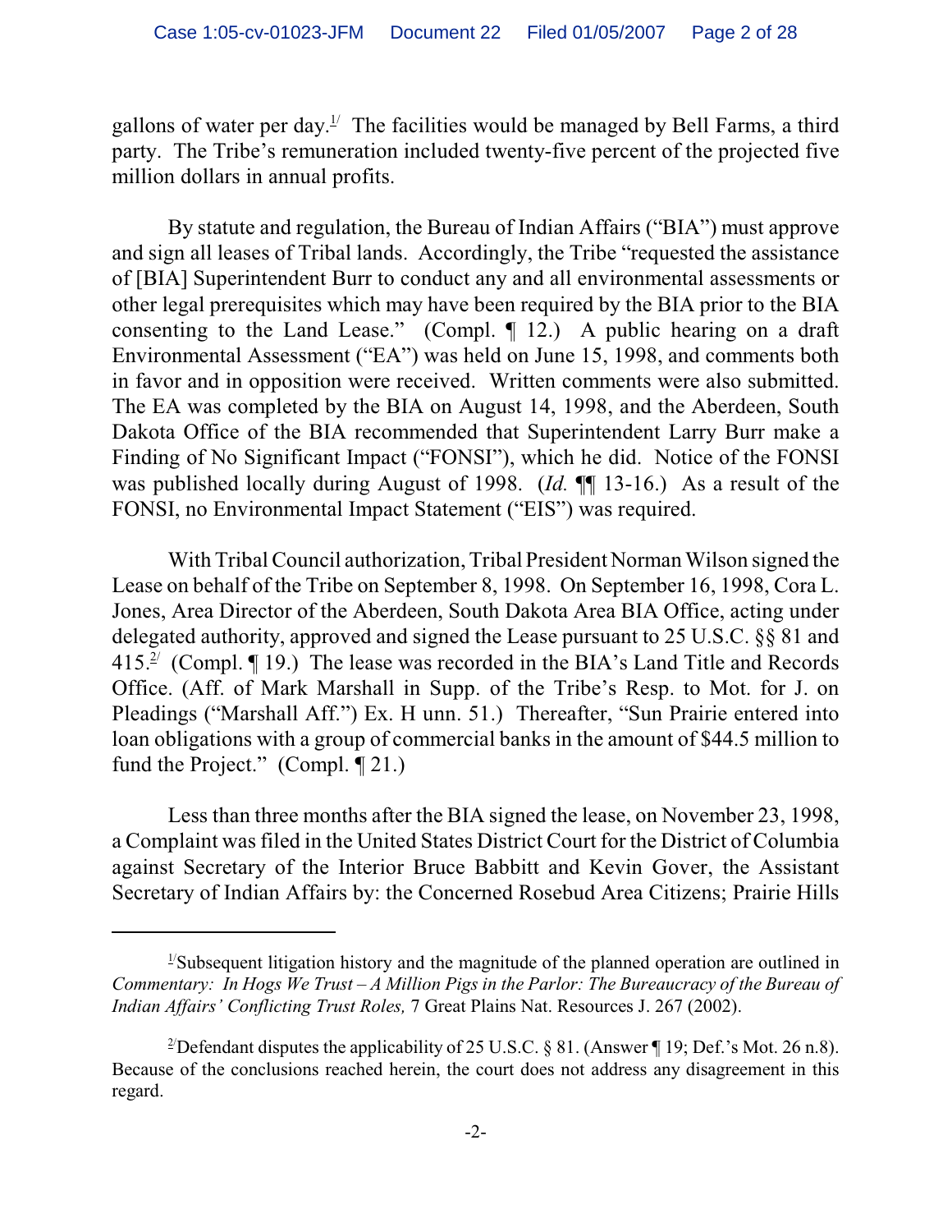gallons of water per day.[1] The facilities would be managed by Bell Farms, a third party. The Tribe's remuneration included twenty-five percent of the projected five million dollars in annual profits.

By statute and regulation, the Bureau of Indian Affairs ("BIA") must approve and sign all leases of Tribal lands. Accordingly, the Tribe "requested the assistance of [BIA] Superintendent Burr to conduct any and all environmental assessments or other legal prerequisites which may have been required by the BIA prior to the BIA consenting to the Land Lease." (Compl. ¶ 12.) A public hearing on a draft Environmental Assessment ("EA") was held on June 15, 1998, and comments both in favor and in opposition were received. Written comments were also submitted. The EA was completed by the BIA on August 14, 1998, and the Aberdeen, South Dakota Office of the BIA recommended that Superintendent Larry Burr make a Finding of No Significant Impact ("FONSI"), which he did. Notice of the FONSI was published locally during August of 1998. (*Id.* ¶¶ 13-16.) As a result of the FONSI, no Environmental Impact Statement ("EIS") was required.

With Tribal Council authorization, Tribal President Norman Wilson signed the Lease on behalf of the Tribe on September 8, 1998. On September 16, 1998, Cora L. Jones, Area Director of the Aberdeen, South Dakota Area BIA Office, acting under delegated authority, approved and signed the Lease pursuant to 25 U.S.C. §§ 81 and 415.[2] (Compl. ¶ 19.) The lease was recorded in the BIA's Land Title and Records Office. (Aff. of Mark Marshall in Supp. of the Tribe's Resp. to Mot. for J. on Pleadings ("Marshall Aff.") Ex. H unn. 51.) Thereafter, "Sun Prairie entered into loan obligations with a group of commercial banks in the amount of $44.5 million to fund the Project." (Compl. ¶ 21.)

Less than three months after the BIA signed the lease, on November 23, 1998, a Complaint was filed in the United States District Court for the District of Columbia against Secretary of the Interior Bruce Babbitt and Kevin Gover, the Assistant Secretary of Indian Affairs by: the Concerned Rosebud Area Citizens; Prairie Hills

---

[1] Subsequent litigation history and the magnitude of the planned operation are outlined in *Commentary: In Hogs We Trust – A Million Pigs in the Parlor: The Bureaucracy of the Bureau of Indian Affairs' Conflicting Trust Roles,* 7 Great Plains Nat. Resources J. 267 (2002).

[2] Defendant disputes the applicability of 25 U.S.C. § 81. (Answer ¶ 19; Def.'s Mot. 26 n.8). Because of the conclusions reached herein, the court does not address any disagreement in this regard.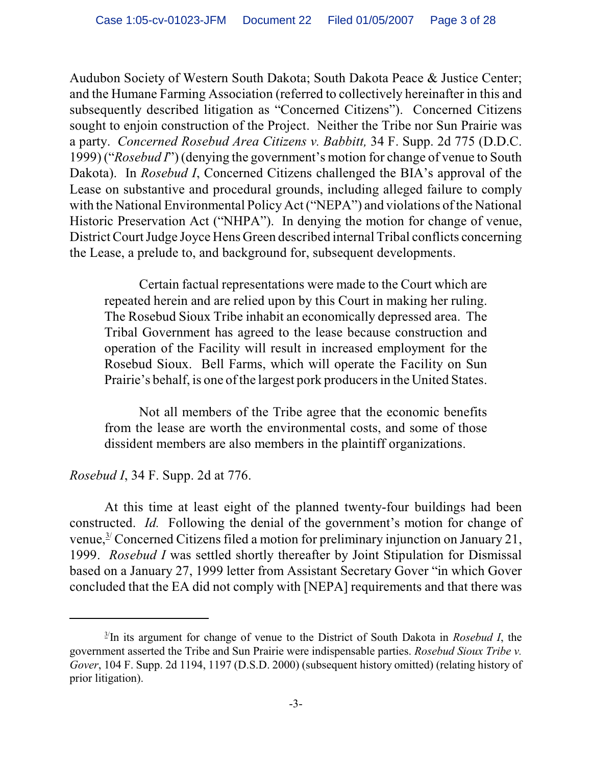Audubon Society of Western South Dakota; South Dakota Peace & Justice Center; and the Humane Farming Association (referred to collectively hereinafter in this and subsequently described litigation as "Concerned Citizens"). Concerned Citizens sought to enjoin construction of the Project. Neither the Tribe nor Sun Prairie was a party. *Concerned Rosebud Area Citizens v. Babbitt,* 34 F. Supp. 2d 775 (D.D.C. 1999) ("*Rosebud I*") (denying the government's motion for change of venue to South Dakota). In *Rosebud I*, Concerned Citizens challenged the BIA's approval of the Lease on substantive and procedural grounds, including alleged failure to comply with the National Environmental Policy Act ("NEPA") and violations of the National Historic Preservation Act ("NHPA"). In denying the motion for change of venue, District Court Judge Joyce Hens Green described internal Tribal conflicts concerning the Lease, a prelude to, and background for, subsequent developments.

> Certain factual representations were made to the Court which are repeated herein and are relied upon by this Court in making her ruling. The Rosebud Sioux Tribe inhabit an economically depressed area. The Tribal Government has agreed to the lease because construction and operation of the Facility will result in increased employment for the Rosebud Sioux. Bell Farms, which will operate the Facility on Sun Prairie's behalf, is one of the largest pork producers in the United States.
>
> Not all members of the Tribe agree that the economic benefits from the lease are worth the environmental costs, and some of those dissident members are also members in the plaintiff organizations.

*Rosebud I*, 34 F. Supp. 2d at 776.

At this time at least eight of the planned twenty-four buildings had been constructed. *Id.* Following the denial of the government's motion for change of venue,[3] Concerned Citizens filed a motion for preliminary injunction on January 21, 1999. *Rosebud I* was settled shortly thereafter by Joint Stipulation for Dismissal based on a January 27, 1999 letter from Assistant Secretary Gover "in which Gover concluded that the EA did not comply with [NEPA] requirements and that there was

---

[3] In its argument for change of venue to the District of South Dakota in *Rosebud I*, the government asserted the Tribe and Sun Prairie were indispensable parties. *Rosebud Sioux Tribe v. Gover*, 104 F. Supp. 2d 1194, 1197 (D.S.D. 2000) (subsequent history omitted) (relating history of prior litigation).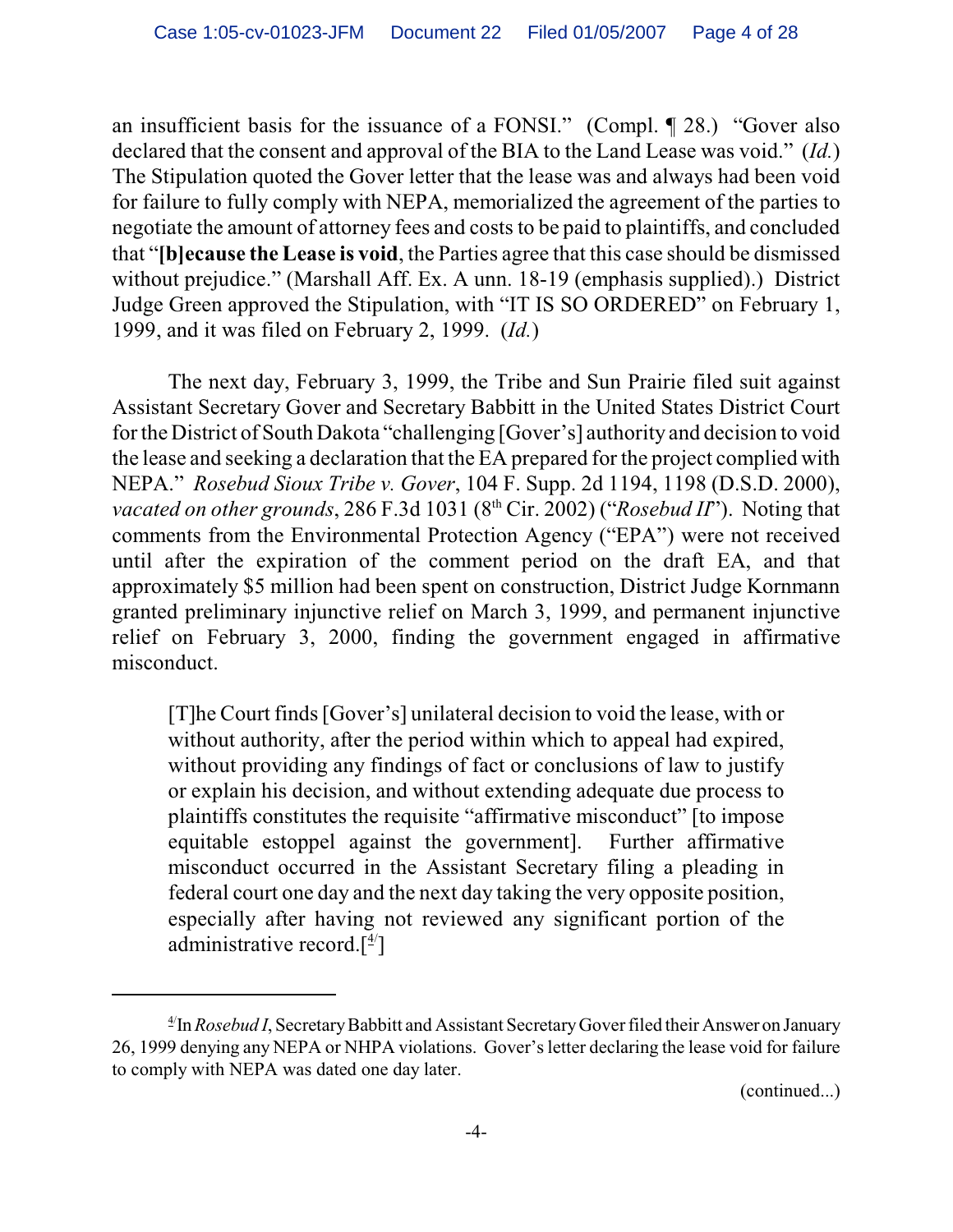an insufficient basis for the issuance of a FONSI." (Compl. ¶ 28.) "Gover also declared that the consent and approval of the BIA to the Land Lease was void." (*Id.*) The Stipulation quoted the Gover letter that the lease was and always had been void for failure to fully comply with NEPA, memorialized the agreement of the parties to negotiate the amount of attorney fees and costs to be paid to plaintiffs, and concluded that "**[b]ecause the Lease is void**, the Parties agree that this case should be dismissed without prejudice." (Marshall Aff. Ex. A unn. 18-19 (emphasis supplied).) District Judge Green approved the Stipulation, with "IT IS SO ORDERED" on February 1, 1999, and it was filed on February 2, 1999. (*Id.*)

The next day, February 3, 1999, the Tribe and Sun Prairie filed suit against Assistant Secretary Gover and Secretary Babbitt in the United States District Court for the District of South Dakota "challenging [Gover's] authority and decision to void the lease and seeking a declaration that the EA prepared for the project complied with NEPA." *Rosebud Sioux Tribe v. Gover*, 104 F. Supp. 2d 1194, 1198 (D.S.D. 2000), *vacated on other grounds*, 286 F.3d 1031 (8th Cir. 2002) ("*Rosebud II*"). Noting that comments from the Environmental Protection Agency ("EPA") were not received until after the expiration of the comment period on the draft EA, and that approximately $5 million had been spent on construction, District Judge Kornmann granted preliminary injunctive relief on March 3, 1999, and permanent injunctive relief on February 3, 2000, finding the government engaged in affirmative misconduct.

> [T]he Court finds [Gover's] unilateral decision to void the lease, with or without authority, after the period within which to appeal had expired, without providing any findings of fact or conclusions of law to justify or explain his decision, and without extending adequate due process to plaintiffs constitutes the requisite "affirmative misconduct" [to impose equitable estoppel against the government]. Further affirmative misconduct occurred in the Assistant Secretary filing a pleading in federal court one day and the next day taking the very opposite position, especially after having not reviewed any significant portion of the administrative record.[4]

---

[4] In *Rosebud I*, Secretary Babbitt and Assistant Secretary Gover filed their Answer on January 26, 1999 denying any NEPA or NHPA violations. Gover's letter declaring the lease void for failure to comply with NEPA was dated one day later.

(continued...)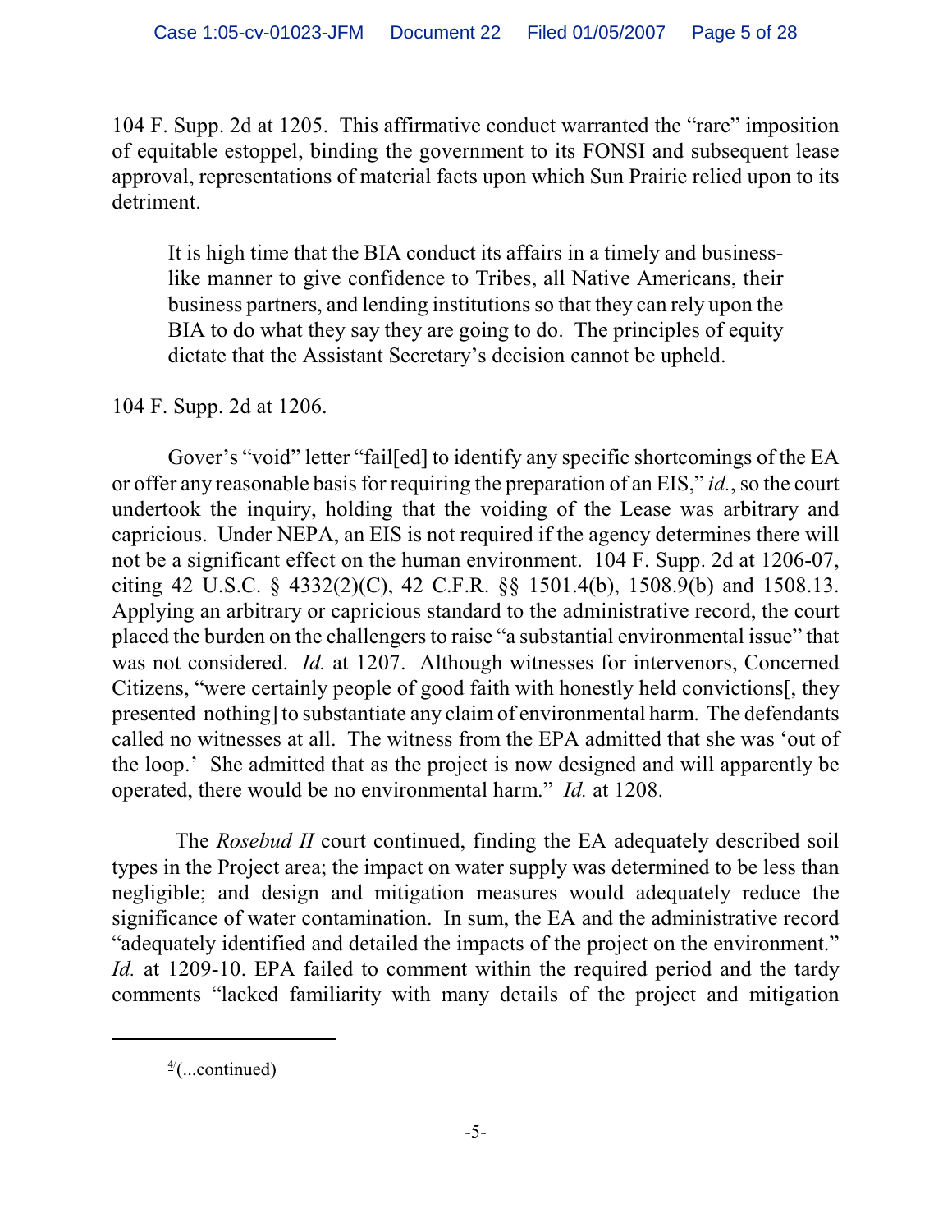104 F. Supp. 2d at 1205. This affirmative conduct warranted the "rare" imposition of equitable estoppel, binding the government to its FONSI and subsequent lease approval, representations of material facts upon which Sun Prairie relied upon to its detriment.

> It is high time that the BIA conduct its affairs in a timely and business-like manner to give confidence to Tribes, all Native Americans, their business partners, and lending institutions so that they can rely upon the BIA to do what they say they are going to do. The principles of equity dictate that the Assistant Secretary's decision cannot be upheld.

104 F. Supp. 2d at 1206.

Gover's "void" letter "fail[ed] to identify any specific shortcomings of the EA or offer any reasonable basis for requiring the preparation of an EIS," *id.*, so the court undertook the inquiry, holding that the voiding of the Lease was arbitrary and capricious. Under NEPA, an EIS is not required if the agency determines there will not be a significant effect on the human environment. 104 F. Supp. 2d at 1206-07, citing 42 U.S.C. § 4332(2)(C), 42 C.F.R. §§ 1501.4(b), 1508.9(b) and 1508.13. Applying an arbitrary or capricious standard to the administrative record, the court placed the burden on the challengers to raise "a substantial environmental issue" that was not considered. *Id.* at 1207. Although witnesses for intervenors, Concerned Citizens, "were certainly people of good faith with honestly held convictions[, they presented nothing] to substantiate any claim of environmental harm. The defendants called no witnesses at all. The witness from the EPA admitted that she was 'out of the loop.' She admitted that as the project is now designed and will apparently be operated, there would be no environmental harm." *Id.* at 1208.

The *Rosebud II* court continued, finding the EA adequately described soil types in the Project area; the impact on water supply was determined to be less than negligible; and design and mitigation measures would adequately reduce the significance of water contamination. In sum, the EA and the administrative record "adequately identified and detailed the impacts of the project on the environment." *Id.* at 1209-10. EPA failed to comment within the required period and the tardy comments "lacked familiarity with many details of the project and mitigation

---

[4](...continued)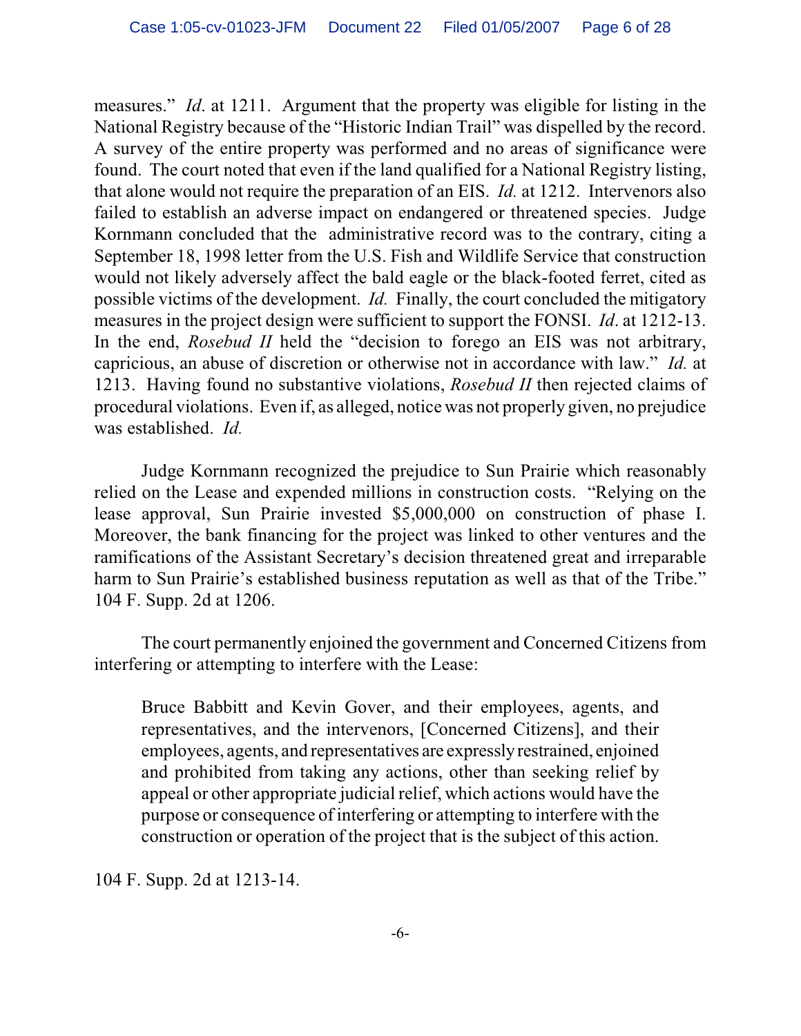measures." *Id*. at 1211. Argument that the property was eligible for listing in the National Registry because of the "Historic Indian Trail" was dispelled by the record. A survey of the entire property was performed and no areas of significance were found. The court noted that even if the land qualified for a National Registry listing, that alone would not require the preparation of an EIS. *Id.* at 1212. Intervenors also failed to establish an adverse impact on endangered or threatened species. Judge Kornmann concluded that the administrative record was to the contrary, citing a September 18, 1998 letter from the U.S. Fish and Wildlife Service that construction would not likely adversely affect the bald eagle or the black-footed ferret, cited as possible victims of the development. *Id.* Finally, the court concluded the mitigatory measures in the project design were sufficient to support the FONSI. *Id*. at 1212-13. In the end, *Rosebud II* held the "decision to forego an EIS was not arbitrary, capricious, an abuse of discretion or otherwise not in accordance with law." *Id.* at 1213. Having found no substantive violations, *Rosebud II* then rejected claims of procedural violations. Even if, as alleged, notice was not properly given, no prejudice was established. *Id.*

Judge Kornmann recognized the prejudice to Sun Prairie which reasonably relied on the Lease and expended millions in construction costs. "Relying on the lease approval, Sun Prairie invested $5,000,000 on construction of phase I. Moreover, the bank financing for the project was linked to other ventures and the ramifications of the Assistant Secretary's decision threatened great and irreparable harm to Sun Prairie's established business reputation as well as that of the Tribe." 104 F. Supp. 2d at 1206.

The court permanently enjoined the government and Concerned Citizens from interfering or attempting to interfere with the Lease:

> Bruce Babbitt and Kevin Gover, and their employees, agents, and representatives, and the intervenors, [Concerned Citizens], and their employees, agents, and representatives are expressly restrained, enjoined and prohibited from taking any actions, other than seeking relief by appeal or other appropriate judicial relief, which actions would have the purpose or consequence of interfering or attempting to interfere with the construction or operation of the project that is the subject of this action.

104 F. Supp. 2d at 1213-14.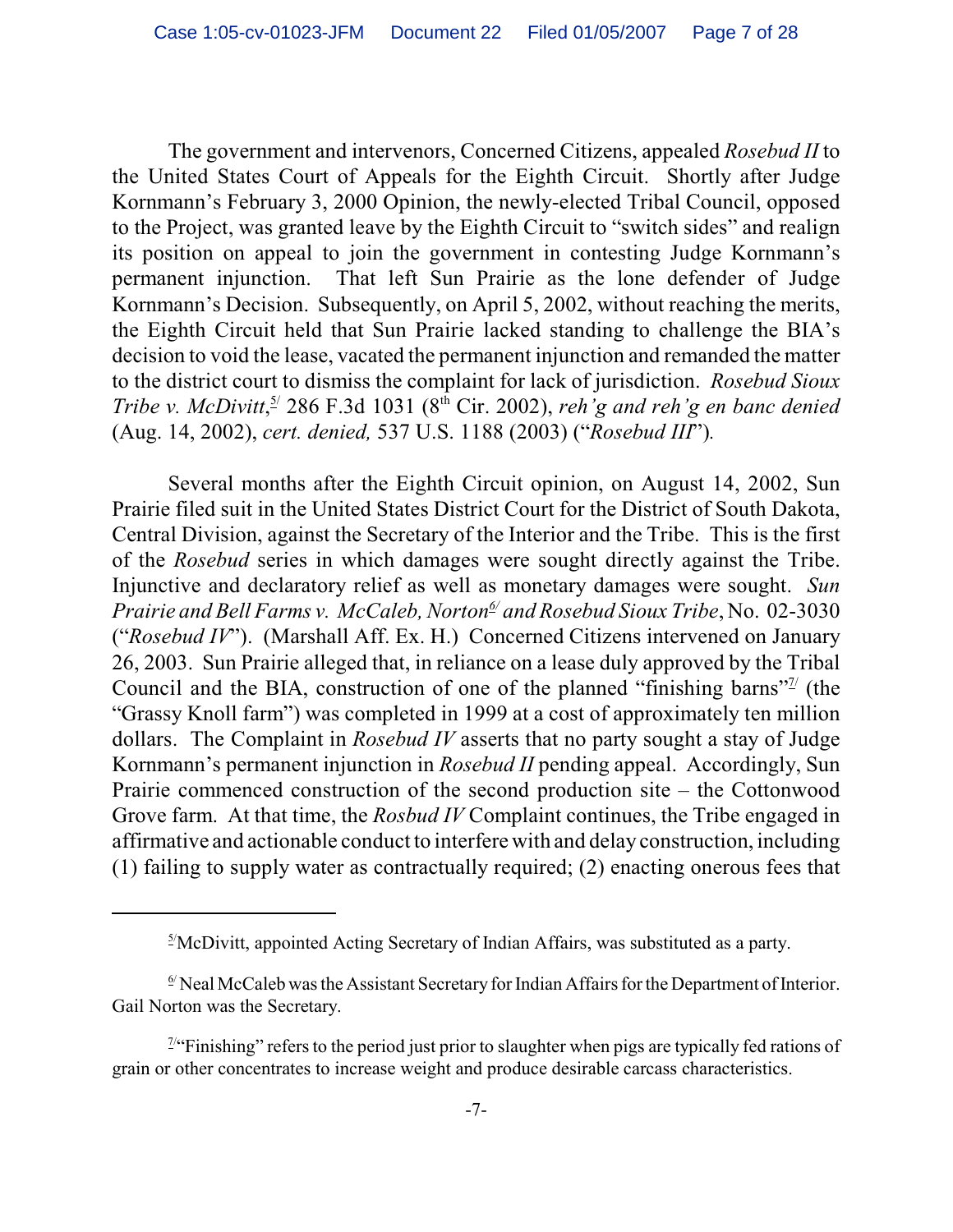The government and intervenors, Concerned Citizens, appealed *Rosebud II* to the United States Court of Appeals for the Eighth Circuit. Shortly after Judge Kornmann's February 3, 2000 Opinion, the newly-elected Tribal Council, opposed to the Project, was granted leave by the Eighth Circuit to "switch sides" and realign its position on appeal to join the government in contesting Judge Kornmann's permanent injunction. That left Sun Prairie as the lone defender of Judge Kornmann's Decision. Subsequently, on April 5, 2002, without reaching the merits, the Eighth Circuit held that Sun Prairie lacked standing to challenge the BIA's decision to void the lease, vacated the permanent injunction and remanded the matter to the district court to dismiss the complaint for lack of jurisdiction. *Rosebud Sioux Tribe v. McDivitt*,[5] 286 F.3d 1031 (8th Cir. 2002), *reh'g and reh'g en banc denied* (Aug. 14, 2002), *cert. denied,* 537 U.S. 1188 (2003) ("*Rosebud III*").

Several months after the Eighth Circuit opinion, on August 14, 2002, Sun Prairie filed suit in the United States District Court for the District of South Dakota, Central Division, against the Secretary of the Interior and the Tribe. This is the first of the *Rosebud* series in which damages were sought directly against the Tribe. Injunctive and declaratory relief as well as monetary damages were sought. *Sun Prairie and Bell Farms v. McCaleb, Norton*[6] *and Rosebud Sioux Tribe*, No. 02-3030 ("*Rosebud IV*"). (Marshall Aff. Ex. H.) Concerned Citizens intervened on January 26, 2003. Sun Prairie alleged that, in reliance on a lease duly approved by the Tribal Council and the BIA, construction of one of the planned "finishing barns"[7] (the "Grassy Knoll farm") was completed in 1999 at a cost of approximately ten million dollars. The Complaint in *Rosebud IV* asserts that no party sought a stay of Judge Kornmann's permanent injunction in *Rosebud II* pending appeal. Accordingly, Sun Prairie commenced construction of the second production site – the Cottonwood Grove farm. At that time, the *Rosbud IV* Complaint continues, the Tribe engaged in affirmative and actionable conduct to interfere with and delay construction, including (1) failing to supply water as contractually required; (2) enacting onerous fees that

---

[5] McDivitt, appointed Acting Secretary of Indian Affairs, was substituted as a party.

[6] Neal McCaleb was the Assistant Secretary for Indian Affairs for the Department of Interior. Gail Norton was the Secretary.

[7] "Finishing" refers to the period just prior to slaughter when pigs are typically fed rations of grain or other concentrates to increase weight and produce desirable carcass characteristics.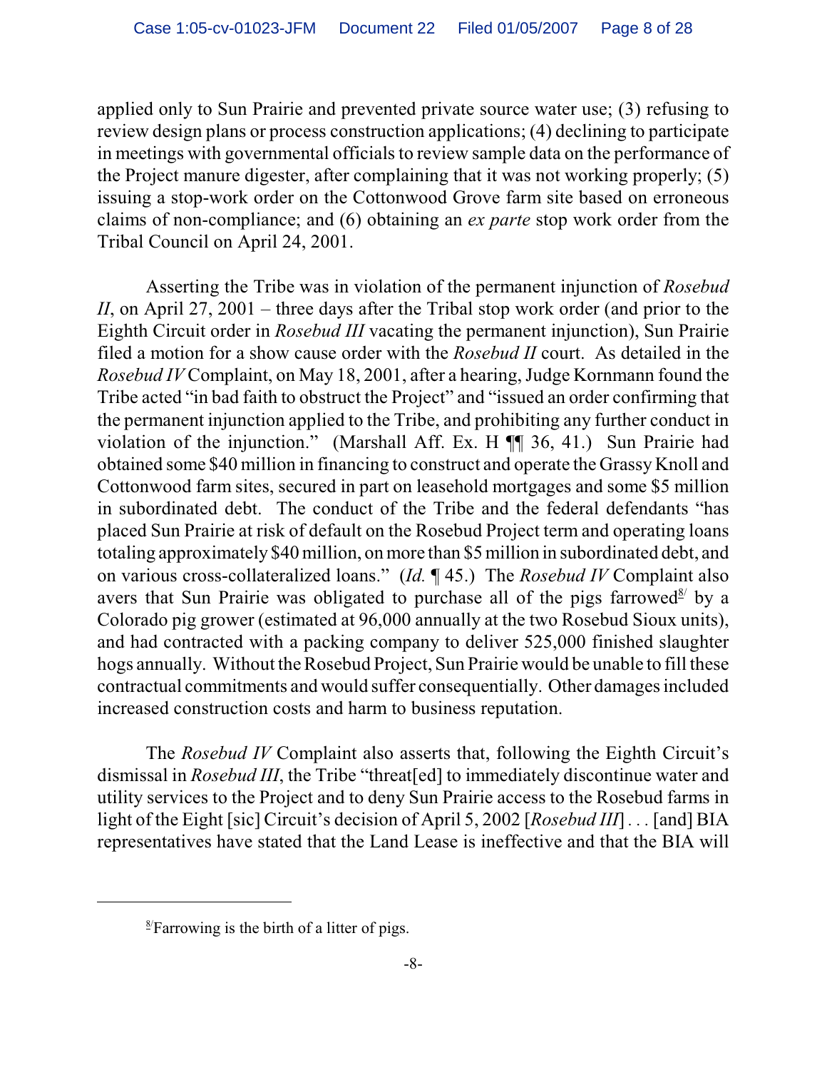applied only to Sun Prairie and prevented private source water use; (3) refusing to review design plans or process construction applications; (4) declining to participate in meetings with governmental officials to review sample data on the performance of the Project manure digester, after complaining that it was not working properly; (5) issuing a stop-work order on the Cottonwood Grove farm site based on erroneous claims of non-compliance; and (6) obtaining an *ex parte* stop work order from the Tribal Council on April 24, 2001.

Asserting the Tribe was in violation of the permanent injunction of *Rosebud II*, on April 27, 2001 – three days after the Tribal stop work order (and prior to the Eighth Circuit order in *Rosebud III* vacating the permanent injunction), Sun Prairie filed a motion for a show cause order with the *Rosebud II* court. As detailed in the *Rosebud IV* Complaint, on May 18, 2001, after a hearing, Judge Kornmann found the Tribe acted "in bad faith to obstruct the Project" and "issued an order confirming that the permanent injunction applied to the Tribe, and prohibiting any further conduct in violation of the injunction." (Marshall Aff. Ex. H ¶¶ 36, 41.) Sun Prairie had obtained some $40 million in financing to construct and operate the Grassy Knoll and Cottonwood farm sites, secured in part on leasehold mortgages and some $5 million in subordinated debt. The conduct of the Tribe and the federal defendants "has placed Sun Prairie at risk of default on the Rosebud Project term and operating loans totaling approximately $40 million, on more than $5 million in subordinated debt, and on various cross-collateralized loans." (*Id.* ¶ 45.) The *Rosebud IV* Complaint also avers that Sun Prairie was obligated to purchase all of the pigs farrowed[8] by a Colorado pig grower (estimated at 96,000 annually at the two Rosebud Sioux units), and had contracted with a packing company to deliver 525,000 finished slaughter hogs annually. Without the Rosebud Project, Sun Prairie would be unable to fill these contractual commitments and would suffer consequentially. Other damages included increased construction costs and harm to business reputation.

The *Rosebud IV* Complaint also asserts that, following the Eighth Circuit's dismissal in *Rosebud III*, the Tribe "threat[ed] to immediately discontinue water and utility services to the Project and to deny Sun Prairie access to the Rosebud farms in light of the Eight [sic] Circuit's decision of April 5, 2002 [*Rosebud III*] . . . [and] BIA representatives have stated that the Land Lease is ineffective and that the BIA will

---

[8] Farrowing is the birth of a litter of pigs.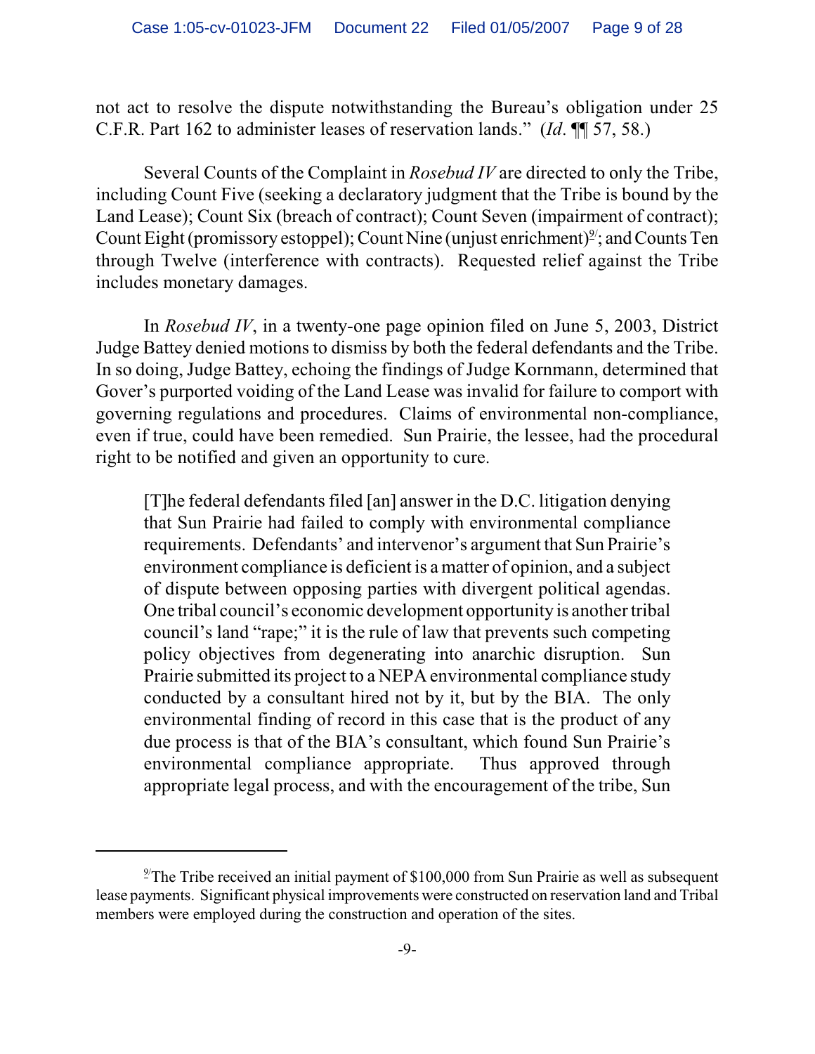not act to resolve the dispute notwithstanding the Bureau's obligation under 25 C.F.R. Part 162 to administer leases of reservation lands." (*Id*. ¶¶ 57, 58.)

Several Counts of the Complaint in *Rosebud IV* are directed to only the Tribe, including Count Five (seeking a declaratory judgment that the Tribe is bound by the Land Lease); Count Six (breach of contract); Count Seven (impairment of contract); Count Eight (promissory estoppel); Count Nine (unjust enrichment)[9]; and Counts Ten through Twelve (interference with contracts). Requested relief against the Tribe includes monetary damages.

In *Rosebud IV*, in a twenty-one page opinion filed on June 5, 2003, District Judge Battey denied motions to dismiss by both the federal defendants and the Tribe. In so doing, Judge Battey, echoing the findings of Judge Kornmann, determined that Gover's purported voiding of the Land Lease was invalid for failure to comport with governing regulations and procedures. Claims of environmental non-compliance, even if true, could have been remedied. Sun Prairie, the lessee, had the procedural right to be notified and given an opportunity to cure.

> [T]he federal defendants filed [an] answer in the D.C. litigation denying that Sun Prairie had failed to comply with environmental compliance requirements. Defendants' and intervenor's argument that Sun Prairie's environment compliance is deficient is a matter of opinion, and a subject of dispute between opposing parties with divergent political agendas. One tribal council's economic development opportunity is another tribal council's land "rape;" it is the rule of law that prevents such competing policy objectives from degenerating into anarchic disruption. Sun Prairie submitted its project to a NEPA environmental compliance study conducted by a consultant hired not by it, but by the BIA. The only environmental finding of record in this case that is the product of any due process is that of the BIA's consultant, which found Sun Prairie's environmental compliance appropriate. Thus approved through appropriate legal process, and with the encouragement of the tribe, Sun

---

[9] The Tribe received an initial payment of $100,000 from Sun Prairie as well as subsequent lease payments. Significant physical improvements were constructed on reservation land and Tribal members were employed during the construction and operation of the sites.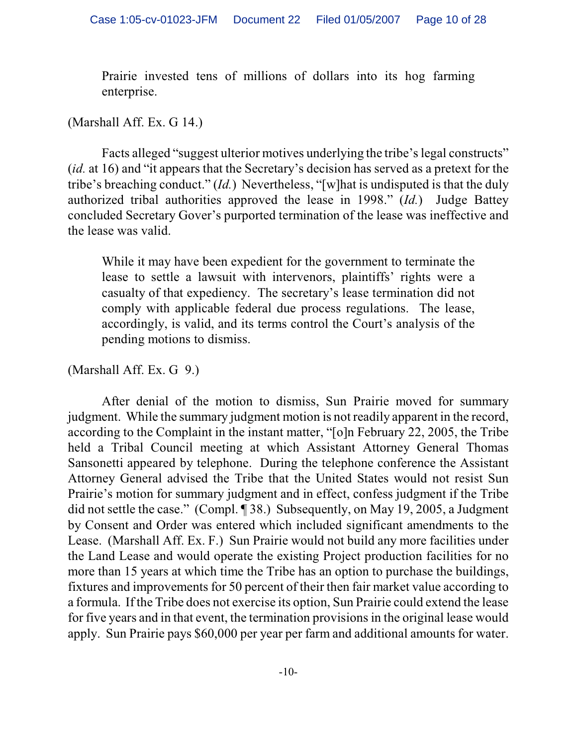> Prairie invested tens of millions of dollars into its hog farming enterprise.

(Marshall Aff. Ex. G 14.)

Facts alleged "suggest ulterior motives underlying the tribe's legal constructs" (*id.* at 16) and "it appears that the Secretary's decision has served as a pretext for the tribe's breaching conduct." (*Id.*) Nevertheless, "[w]hat is undisputed is that the duly authorized tribal authorities approved the lease in 1998." (*Id.*) Judge Battey concluded Secretary Gover's purported termination of the lease was ineffective and the lease was valid.

> While it may have been expedient for the government to terminate the lease to settle a lawsuit with intervenors, plaintiffs' rights were a casualty of that expediency. The secretary's lease termination did not comply with applicable federal due process regulations. The lease, accordingly, is valid, and its terms control the Court's analysis of the pending motions to dismiss.

(Marshall Aff. Ex. G 9.)

After denial of the motion to dismiss, Sun Prairie moved for summary judgment. While the summary judgment motion is not readily apparent in the record, according to the Complaint in the instant matter, "[o]n February 22, 2005, the Tribe held a Tribal Council meeting at which Assistant Attorney General Thomas Sansonetti appeared by telephone. During the telephone conference the Assistant Attorney General advised the Tribe that the United States would not resist Sun Prairie's motion for summary judgment and in effect, confess judgment if the Tribe did not settle the case." (Compl. ¶ 38.) Subsequently, on May 19, 2005, a Judgment by Consent and Order was entered which included significant amendments to the Lease. (Marshall Aff. Ex. F.) Sun Prairie would not build any more facilities under the Land Lease and would operate the existing Project production facilities for no more than 15 years at which time the Tribe has an option to purchase the buildings, fixtures and improvements for 50 percent of their then fair market value according to a formula. If the Tribe does not exercise its option, Sun Prairie could extend the lease for five years and in that event, the termination provisions in the original lease would apply. Sun Prairie pays $60,000 per year per farm and additional amounts for water.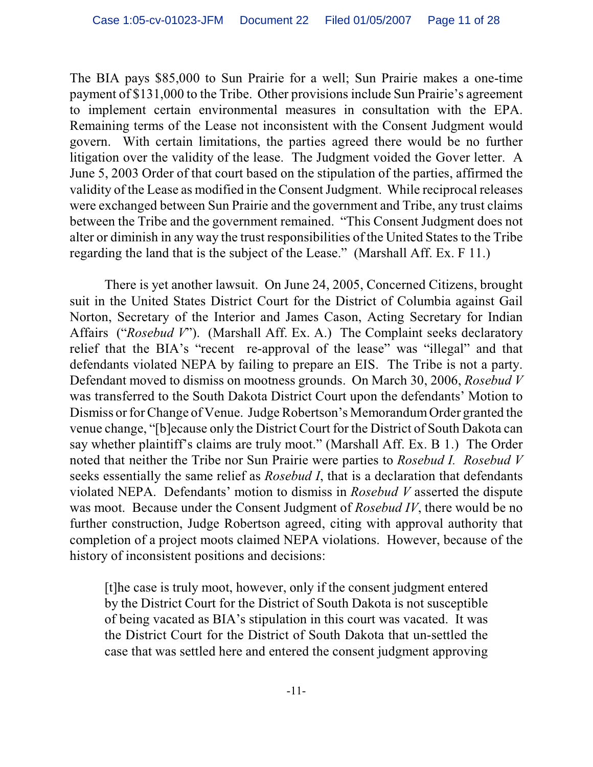The BIA pays $85,000 to Sun Prairie for a well; Sun Prairie makes a one-time payment of $131,000 to the Tribe. Other provisions include Sun Prairie's agreement to implement certain environmental measures in consultation with the EPA. Remaining terms of the Lease not inconsistent with the Consent Judgment would govern. With certain limitations, the parties agreed there would be no further litigation over the validity of the lease. The Judgment voided the Gover letter. A June 5, 2003 Order of that court based on the stipulation of the parties, affirmed the validity of the Lease as modified in the Consent Judgment. While reciprocal releases were exchanged between Sun Prairie and the government and Tribe, any trust claims between the Tribe and the government remained. "This Consent Judgment does not alter or diminish in any way the trust responsibilities of the United States to the Tribe regarding the land that is the subject of the Lease." (Marshall Aff. Ex. F 11.)

There is yet another lawsuit. On June 24, 2005, Concerned Citizens, brought suit in the United States District Court for the District of Columbia against Gail Norton, Secretary of the Interior and James Cason, Acting Secretary for Indian Affairs ("*Rosebud V*"). (Marshall Aff. Ex. A.) The Complaint seeks declaratory relief that the BIA's "recent re-approval of the lease" was "illegal" and that defendants violated NEPA by failing to prepare an EIS. The Tribe is not a party. Defendant moved to dismiss on mootness grounds. On March 30, 2006, *Rosebud V* was transferred to the South Dakota District Court upon the defendants' Motion to Dismiss or for Change of Venue. Judge Robertson's Memorandum Order granted the venue change, "[b]ecause only the District Court for the District of South Dakota can say whether plaintiff's claims are truly moot." (Marshall Aff. Ex. B 1.) The Order noted that neither the Tribe nor Sun Prairie were parties to *Rosebud I*. *Rosebud V* seeks essentially the same relief as *Rosebud I*, that is a declaration that defendants violated NEPA. Defendants' motion to dismiss in *Rosebud V* asserted the dispute was moot. Because under the Consent Judgment of *Rosebud IV*, there would be no further construction, Judge Robertson agreed, citing with approval authority that completion of a project moots claimed NEPA violations. However, because of the history of inconsistent positions and decisions:

> [t]he case is truly moot, however, only if the consent judgment entered by the District Court for the District of South Dakota is not susceptible of being vacated as BIA's stipulation in this court was vacated. It was the District Court for the District of South Dakota that un-settled the case that was settled here and entered the consent judgment approving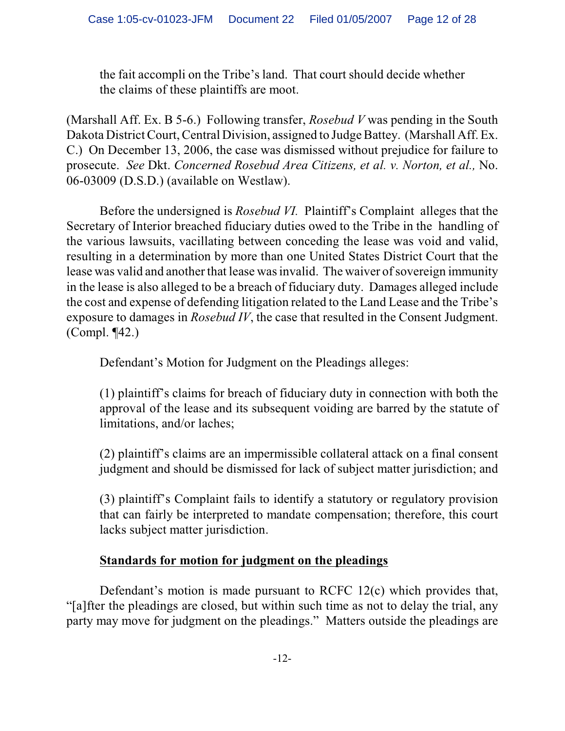> the fait accompli on the Tribe's land. That court should decide whether the claims of these plaintiffs are moot.

(Marshall Aff. Ex. B 5-6.) Following transfer, *Rosebud V* was pending in the South Dakota District Court, Central Division, assigned to Judge Battey. (Marshall Aff. Ex. C.) On December 13, 2006, the case was dismissed without prejudice for failure to prosecute. *See* Dkt. *Concerned Rosebud Area Citizens, et al. v. Norton, et al.,* No. 06-03009 (D.S.D.) (available on Westlaw).

Before the undersigned is *Rosebud VI.* Plaintiff's Complaint alleges that the Secretary of Interior breached fiduciary duties owed to the Tribe in the handling of the various lawsuits, vacillating between conceding the lease was void and valid, resulting in a determination by more than one United States District Court that the lease was valid and another that lease was invalid. The waiver of sovereign immunity in the lease is also alleged to be a breach of fiduciary duty. Damages alleged include the cost and expense of defending litigation related to the Land Lease and the Tribe's exposure to damages in *Rosebud IV*, the case that resulted in the Consent Judgment. (Compl. ¶42.)

Defendant's Motion for Judgment on the Pleadings alleges:

> (1) plaintiff's claims for breach of fiduciary duty in connection with both the approval of the lease and its subsequent voiding are barred by the statute of limitations, and/or laches;
>
> (2) plaintiff's claims are an impermissible collateral attack on a final consent judgment and should be dismissed for lack of subject matter jurisdiction; and
>
> (3) plaintiff's Complaint fails to identify a statutory or regulatory provision that can fairly be interpreted to mandate compensation; therefore, this court lacks subject matter jurisdiction.

**<u>Standards for motion for judgment on the pleadings</u>**

Defendant's motion is made pursuant to RCFC 12(c) which provides that, "[a]fter the pleadings are closed, but within such time as not to delay the trial, any party may move for judgment on the pleadings." Matters outside the pleadings are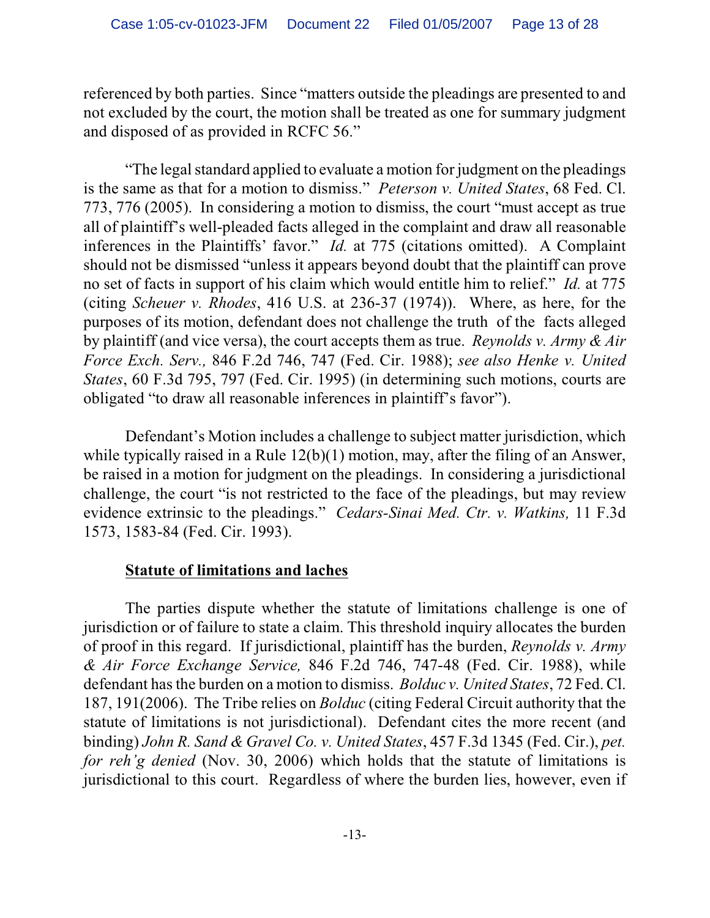referenced by both parties. Since "matters outside the pleadings are presented to and not excluded by the court, the motion shall be treated as one for summary judgment and disposed of as provided in RCFC 56."

"The legal standard applied to evaluate a motion for judgment on the pleadings is the same as that for a motion to dismiss." *Peterson v. United States*, 68 Fed. Cl. 773, 776 (2005). In considering a motion to dismiss, the court "must accept as true all of plaintiff's well-pleaded facts alleged in the complaint and draw all reasonable inferences in the Plaintiffs' favor." *Id.* at 775 (citations omitted). A Complaint should not be dismissed "unless it appears beyond doubt that the plaintiff can prove no set of facts in support of his claim which would entitle him to relief." *Id.* at 775 (citing *Scheuer v. Rhodes*, 416 U.S. at 236-37 (1974)). Where, as here, for the purposes of its motion, defendant does not challenge the truth of the facts alleged by plaintiff (and vice versa), the court accepts them as true. *Reynolds v. Army & Air Force Exch. Serv.,* 846 F.2d 746, 747 (Fed. Cir. 1988); *see also Henke v. United States*, 60 F.3d 795, 797 (Fed. Cir. 1995) (in determining such motions, courts are obligated "to draw all reasonable inferences in plaintiff's favor").

Defendant's Motion includes a challenge to subject matter jurisdiction, which while typically raised in a Rule 12(b)(1) motion, may, after the filing of an Answer, be raised in a motion for judgment on the pleadings. In considering a jurisdictional challenge, the court "is not restricted to the face of the pleadings, but may review evidence extrinsic to the pleadings." *Cedars-Sinai Med. Ctr. v. Watkins,* 11 F.3d 1573, 1583-84 (Fed. Cir. 1993).

**<u>Statute of limitations and laches</u>**

The parties dispute whether the statute of limitations challenge is one of jurisdiction or of failure to state a claim. This threshold inquiry allocates the burden of proof in this regard. If jurisdictional, plaintiff has the burden, *Reynolds v. Army & Air Force Exchange Service,* 846 F.2d 746, 747-48 (Fed. Cir. 1988), while defendant has the burden on a motion to dismiss. *Bolduc v. United States*, 72 Fed. Cl. 187, 191(2006). The Tribe relies on *Bolduc* (citing Federal Circuit authority that the statute of limitations is not jurisdictional). Defendant cites the more recent (and binding) *John R. Sand & Gravel Co. v. United States*, 457 F.3d 1345 (Fed. Cir.), *pet. for reh'g denied* (Nov. 30, 2006) which holds that the statute of limitations is jurisdictional to this court. Regardless of where the burden lies, however, even if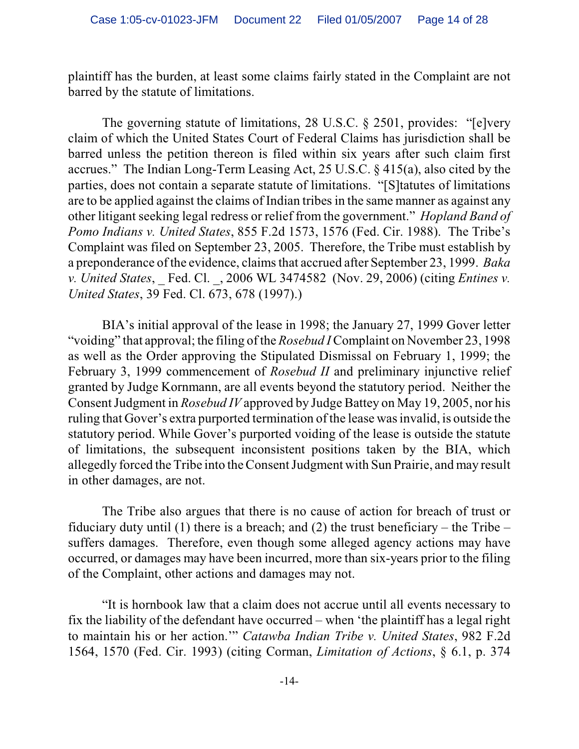plaintiff has the burden, at least some claims fairly stated in the Complaint are not barred by the statute of limitations.

The governing statute of limitations, 28 U.S.C. § 2501, provides: "[e]very claim of which the United States Court of Federal Claims has jurisdiction shall be barred unless the petition thereon is filed within six years after such claim first accrues." The Indian Long-Term Leasing Act, 25 U.S.C. § 415(a), also cited by the parties, does not contain a separate statute of limitations. "[S]tatutes of limitations are to be applied against the claims of Indian tribes in the same manner as against any other litigant seeking legal redress or relief from the government." *Hopland Band of Pomo Indians v. United States*, 855 F.2d 1573, 1576 (Fed. Cir. 1988). The Tribe's Complaint was filed on September 23, 2005. Therefore, the Tribe must establish by a preponderance of the evidence, claims that accrued after September 23, 1999. *Baka v. United States*, _ Fed. Cl. _, 2006 WL 3474582 (Nov. 29, 2006) (citing *Entines v. United States*, 39 Fed. Cl. 673, 678 (1997).)

BIA's initial approval of the lease in 1998; the January 27, 1999 Gover letter "voiding" that approval; the filing of the *Rosebud I* Complaint on November 23, 1998 as well as the Order approving the Stipulated Dismissal on February 1, 1999; the February 3, 1999 commencement of *Rosebud II* and preliminary injunctive relief granted by Judge Kornmann, are all events beyond the statutory period. Neither the Consent Judgment in *Rosebud IV* approved by Judge Battey on May 19, 2005, nor his ruling that Gover's extra purported termination of the lease was invalid, is outside the statutory period. While Gover's purported voiding of the lease is outside the statute of limitations, the subsequent inconsistent positions taken by the BIA, which allegedly forced the Tribe into the Consent Judgment with Sun Prairie, and may result in other damages, are not.

The Tribe also argues that there is no cause of action for breach of trust or fiduciary duty until (1) there is a breach; and (2) the trust beneficiary – the Tribe – suffers damages. Therefore, even though some alleged agency actions may have occurred, or damages may have been incurred, more than six-years prior to the filing of the Complaint, other actions and damages may not.

"It is hornbook law that a claim does not accrue until all events necessary to fix the liability of the defendant have occurred – when 'the plaintiff has a legal right to maintain his or her action.'" *Catawba Indian Tribe v. United States*, 982 F.2d 1564, 1570 (Fed. Cir. 1993) (citing Corman, *Limitation of Actions*, § 6.1, p. 374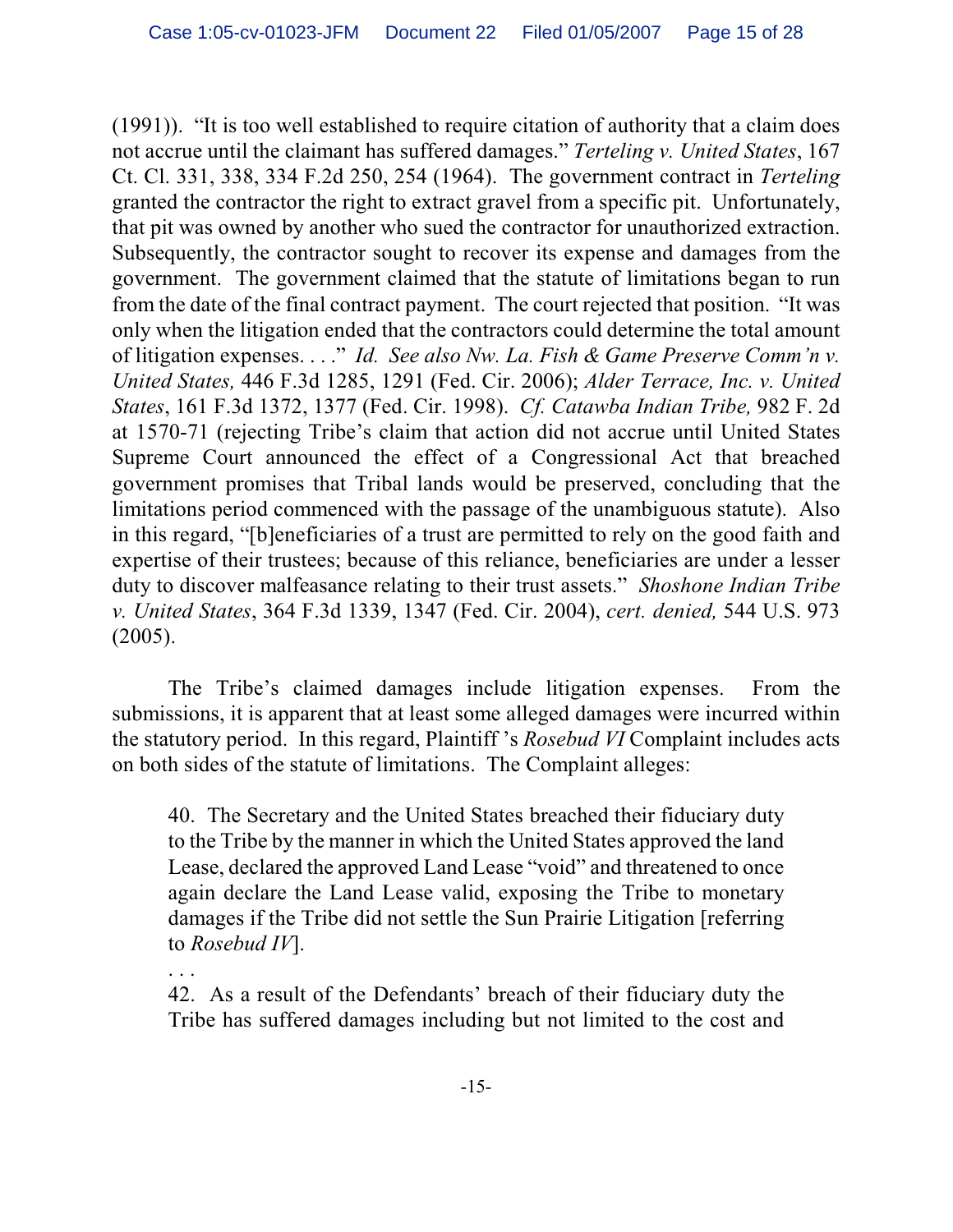(1991)). "It is too well established to require citation of authority that a claim does not accrue until the claimant has suffered damages." *Terteling v. United States*, 167 Ct. Cl. 331, 338, 334 F.2d 250, 254 (1964). The government contract in *Terteling* granted the contractor the right to extract gravel from a specific pit. Unfortunately, that pit was owned by another who sued the contractor for unauthorized extraction. Subsequently, the contractor sought to recover its expense and damages from the government. The government claimed that the statute of limitations began to run from the date of the final contract payment. The court rejected that position. "It was only when the litigation ended that the contractors could determine the total amount of litigation expenses. . . ." *Id. See also Nw. La. Fish & Game Preserve Comm'n v. United States,* 446 F.3d 1285, 1291 (Fed. Cir. 2006); *Alder Terrace, Inc. v. United States*, 161 F.3d 1372, 1377 (Fed. Cir. 1998). *Cf. Catawba Indian Tribe,* 982 F. 2d at 1570-71 (rejecting Tribe's claim that action did not accrue until United States Supreme Court announced the effect of a Congressional Act that breached government promises that Tribal lands would be preserved, concluding that the limitations period commenced with the passage of the unambiguous statute). Also in this regard, "[b]eneficiaries of a trust are permitted to rely on the good faith and expertise of their trustees; because of this reliance, beneficiaries are under a lesser duty to discover malfeasance relating to their trust assets." *Shoshone Indian Tribe v. United States*, 364 F.3d 1339, 1347 (Fed. Cir. 2004), *cert. denied,* 544 U.S. 973 (2005).

The Tribe's claimed damages include litigation expenses. From the submissions, it is apparent that at least some alleged damages were incurred within the statutory period. In this regard, Plaintiff 's *Rosebud VI* Complaint includes acts on both sides of the statute of limitations. The Complaint alleges:

> 40. The Secretary and the United States breached their fiduciary duty to the Tribe by the manner in which the United States approved the land Lease, declared the approved Land Lease "void" and threatened to once again declare the Land Lease valid, exposing the Tribe to monetary damages if the Tribe did not settle the Sun Prairie Litigation [referring to *Rosebud IV*].
>
> . . .
>
> 42. As a result of the Defendants' breach of their fiduciary duty the Tribe has suffered damages including but not limited to the cost and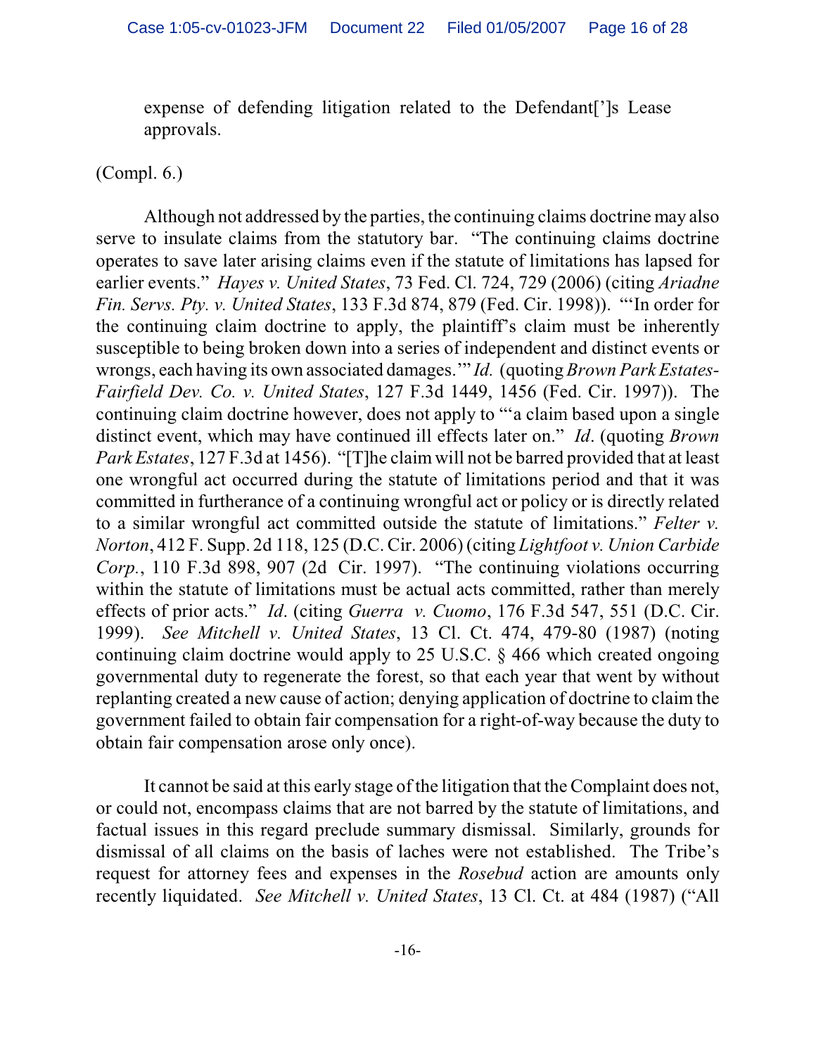expense of defending litigation related to the Defendant[']s Lease approvals.

(Compl. 6.)

Although not addressed by the parties, the continuing claims doctrine may also serve to insulate claims from the statutory bar. "The continuing claims doctrine operates to save later arising claims even if the statute of limitations has lapsed for earlier events." *Hayes v. United States*, 73 Fed. Cl. 724, 729 (2006) (citing *Ariadne Fin. Servs. Pty. v. United States*, 133 F.3d 874, 879 (Fed. Cir. 1998)). "'In order for the continuing claim doctrine to apply, the plaintiff's claim must be inherently susceptible to being broken down into a series of independent and distinct events or wrongs, each having its own associated damages.'" *Id.* (quoting *Brown Park Estates-Fairfield Dev. Co. v. United States*, 127 F.3d 1449, 1456 (Fed. Cir. 1997)). The continuing claim doctrine however, does not apply to "'a claim based upon a single distinct event, which may have continued ill effects later on." *Id*. (quoting *Brown Park Estates*, 127 F.3d at 1456). "[T]he claim will not be barred provided that at least one wrongful act occurred during the statute of limitations period and that it was committed in furtherance of a continuing wrongful act or policy or is directly related to a similar wrongful act committed outside the statute of limitations." *Felter v. Norton*, 412 F. Supp. 2d 118, 125 (D.C. Cir. 2006) (citing *Lightfoot v. Union Carbide Corp.*, 110 F.3d 898, 907 (2d Cir. 1997). "The continuing violations occurring within the statute of limitations must be actual acts committed, rather than merely effects of prior acts." *Id*. (citing *Guerra v. Cuomo*, 176 F.3d 547, 551 (D.C. Cir. 1999). *See Mitchell v. United States*, 13 Cl. Ct. 474, 479-80 (1987) (noting continuing claim doctrine would apply to 25 U.S.C. § 466 which created ongoing governmental duty to regenerate the forest, so that each year that went by without replanting created a new cause of action; denying application of doctrine to claim the government failed to obtain fair compensation for a right-of-way because the duty to obtain fair compensation arose only once).

It cannot be said at this early stage of the litigation that the Complaint does not, or could not, encompass claims that are not barred by the statute of limitations, and factual issues in this regard preclude summary dismissal. Similarly, grounds for dismissal of all claims on the basis of laches were not established. The Tribe's request for attorney fees and expenses in the *Rosebud* action are amounts only recently liquidated. *See Mitchell v. United States*, 13 Cl. Ct. at 484 (1987) ("All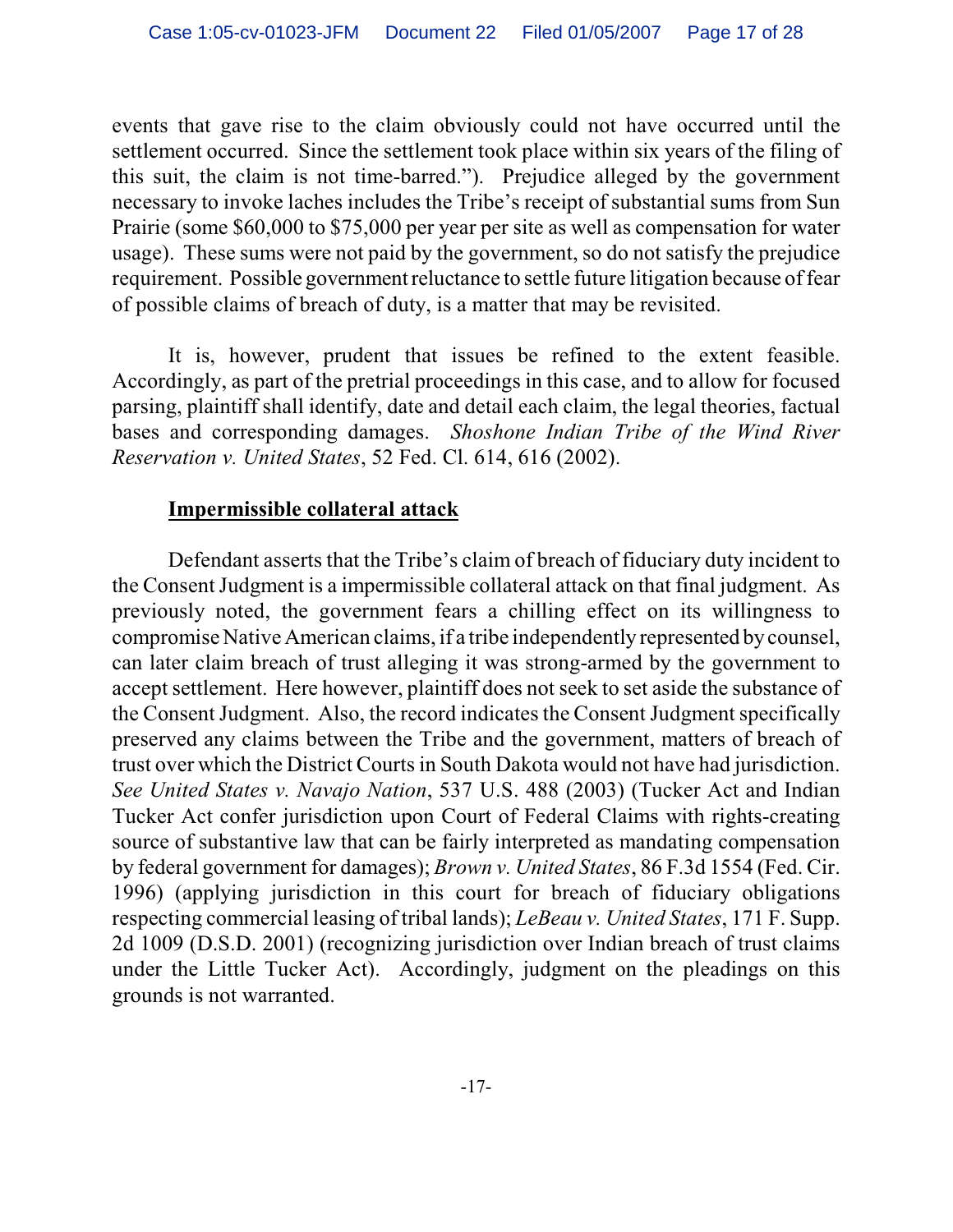events that gave rise to the claim obviously could not have occurred until the settlement occurred. Since the settlement took place within six years of the filing of this suit, the claim is not time-barred."). Prejudice alleged by the government necessary to invoke laches includes the Tribe's receipt of substantial sums from Sun Prairie (some $60,000 to $75,000 per year per site as well as compensation for water usage). These sums were not paid by the government, so do not satisfy the prejudice requirement. Possible government reluctance to settle future litigation because of fear of possible claims of breach of duty, is a matter that may be revisited.

It is, however, prudent that issues be refined to the extent feasible. Accordingly, as part of the pretrial proceedings in this case, and to allow for focused parsing, plaintiff shall identify, date and detail each claim, the legal theories, factual bases and corresponding damages. *Shoshone Indian Tribe of the Wind River Reservation v. United States*, 52 Fed. Cl. 614, 616 (2002).

**Impermissible collateral attack**

Defendant asserts that the Tribe's claim of breach of fiduciary duty incident to the Consent Judgment is a impermissible collateral attack on that final judgment. As previously noted, the government fears a chilling effect on its willingness to compromise Native American claims, if a tribe independently represented by counsel, can later claim breach of trust alleging it was strong-armed by the government to accept settlement. Here however, plaintiff does not seek to set aside the substance of the Consent Judgment. Also, the record indicates the Consent Judgment specifically preserved any claims between the Tribe and the government, matters of breach of trust over which the District Courts in South Dakota would not have had jurisdiction. *See United States v. Navajo Nation*, 537 U.S. 488 (2003) (Tucker Act and Indian Tucker Act confer jurisdiction upon Court of Federal Claims with rights-creating source of substantive law that can be fairly interpreted as mandating compensation by federal government for damages); *Brown v. United States*, 86 F.3d 1554 (Fed. Cir. 1996) (applying jurisdiction in this court for breach of fiduciary obligations respecting commercial leasing of tribal lands); *LeBeau v. United States*, 171 F. Supp. 2d 1009 (D.S.D. 2001) (recognizing jurisdiction over Indian breach of trust claims under the Little Tucker Act). Accordingly, judgment on the pleadings on this grounds is not warranted.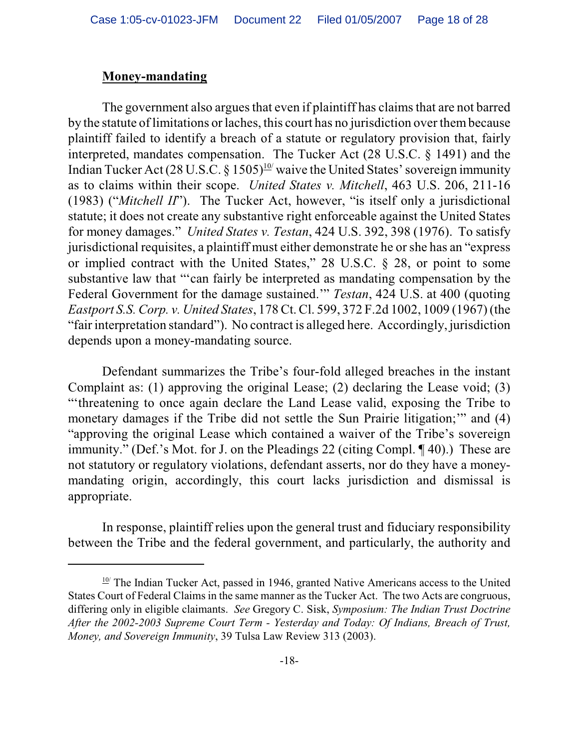**Money-mandating**

The government also argues that even if plaintiff has claims that are not barred by the statute of limitations or laches, this court has no jurisdiction over them because plaintiff failed to identify a breach of a statute or regulatory provision that, fairly interpreted, mandates compensation. The Tucker Act (28 U.S.C. § 1491) and the Indian Tucker Act (28 U.S.C. § 1505)[10] waive the United States' sovereign immunity as to claims within their scope. *United States v. Mitchell*, 463 U.S. 206, 211-16 (1983) ("*Mitchell II*"). The Tucker Act, however, "is itself only a jurisdictional statute; it does not create any substantive right enforceable against the United States for money damages." *United States v. Testan*, 424 U.S. 392, 398 (1976). To satisfy jurisdictional requisites, a plaintiff must either demonstrate he or she has an "express or implied contract with the United States," 28 U.S.C. § 28, or point to some substantive law that "'can fairly be interpreted as mandating compensation by the Federal Government for the damage sustained.'" *Testan*, 424 U.S. at 400 (quoting *Eastport S.S. Corp. v. United States*, 178 Ct. Cl. 599, 372 F.2d 1002, 1009 (1967) (the "fair interpretation standard"). No contract is alleged here. Accordingly, jurisdiction depends upon a money-mandating source.

Defendant summarizes the Tribe's four-fold alleged breaches in the instant Complaint as: (1) approving the original Lease; (2) declaring the Lease void; (3) "'threatening to once again declare the Land Lease valid, exposing the Tribe to monetary damages if the Tribe did not settle the Sun Prairie litigation;'" and (4) "approving the original Lease which contained a waiver of the Tribe's sovereign immunity." (Def.'s Mot. for J. on the Pleadings 22 (citing Compl. ¶ 40).) These are not statutory or regulatory violations, defendant asserts, nor do they have a money-mandating origin, accordingly, this court lacks jurisdiction and dismissal is appropriate.

In response, plaintiff relies upon the general trust and fiduciary responsibility between the Tribe and the federal government, and particularly, the authority and

---

[10] The Indian Tucker Act, passed in 1946, granted Native Americans access to the United States Court of Federal Claims in the same manner as the Tucker Act. The two Acts are congruous, differing only in eligible claimants. *See* Gregory C. Sisk, *Symposium: The Indian Trust Doctrine After the 2002-2003 Supreme Court Term - Yesterday and Today: Of Indians, Breach of Trust, Money, and Sovereign Immunity*, 39 Tulsa Law Review 313 (2003).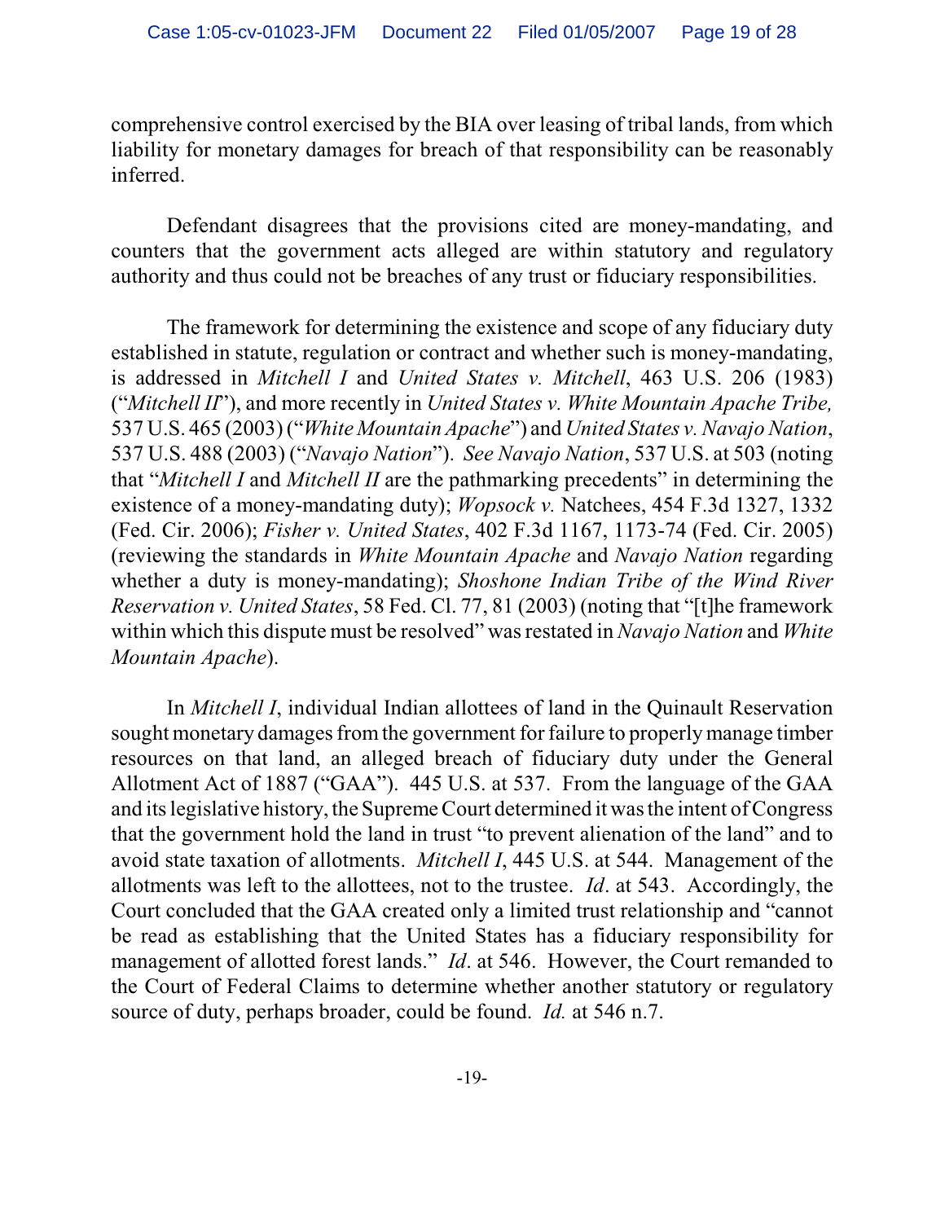comprehensive control exercised by the BIA over leasing of tribal lands, from which liability for monetary damages for breach of that responsibility can be reasonably inferred.

Defendant disagrees that the provisions cited are money-mandating, and counters that the government acts alleged are within statutory and regulatory authority and thus could not be breaches of any trust or fiduciary responsibilities.

The framework for determining the existence and scope of any fiduciary duty established in statute, regulation or contract and whether such is money-mandating, is addressed in *Mitchell I* and *United States v. Mitchell*, 463 U.S. 206 (1983) ("*Mitchell II*"), and more recently in *United States v. White Mountain Apache Tribe,* 537 U.S. 465 (2003) ("*White Mountain Apache*") and *United States v. Navajo Nation*, 537 U.S. 488 (2003) ("*Navajo Nation*"). *See Navajo Nation*, 537 U.S. at 503 (noting that "*Mitchell I* and *Mitchell II* are the pathmarking precedents" in determining the existence of a money-mandating duty); *Wopsock v.* Natchees, 454 F.3d 1327, 1332 (Fed. Cir. 2006); *Fisher v. United States*, 402 F.3d 1167, 1173-74 (Fed. Cir. 2005) (reviewing the standards in *White Mountain Apache* and *Navajo Nation* regarding whether a duty is money-mandating); *Shoshone Indian Tribe of the Wind River Reservation v. United States*, 58 Fed. Cl. 77, 81 (2003) (noting that "[t]he framework within which this dispute must be resolved" was restated in *Navajo Nation* and *White Mountain Apache*).

In *Mitchell I*, individual Indian allottees of land in the Quinault Reservation sought monetary damages from the government for failure to properly manage timber resources on that land, an alleged breach of fiduciary duty under the General Allotment Act of 1887 ("GAA"). 445 U.S. at 537. From the language of the GAA and its legislative history, the Supreme Court determined it was the intent of Congress that the government hold the land in trust "to prevent alienation of the land" and to avoid state taxation of allotments. *Mitchell I*, 445 U.S. at 544. Management of the allotments was left to the allottees, not to the trustee. *Id*. at 543. Accordingly, the Court concluded that the GAA created only a limited trust relationship and "cannot be read as establishing that the United States has a fiduciary responsibility for management of allotted forest lands." *Id*. at 546. However, the Court remanded to the Court of Federal Claims to determine whether another statutory or regulatory source of duty, perhaps broader, could be found. *Id.* at 546 n.7.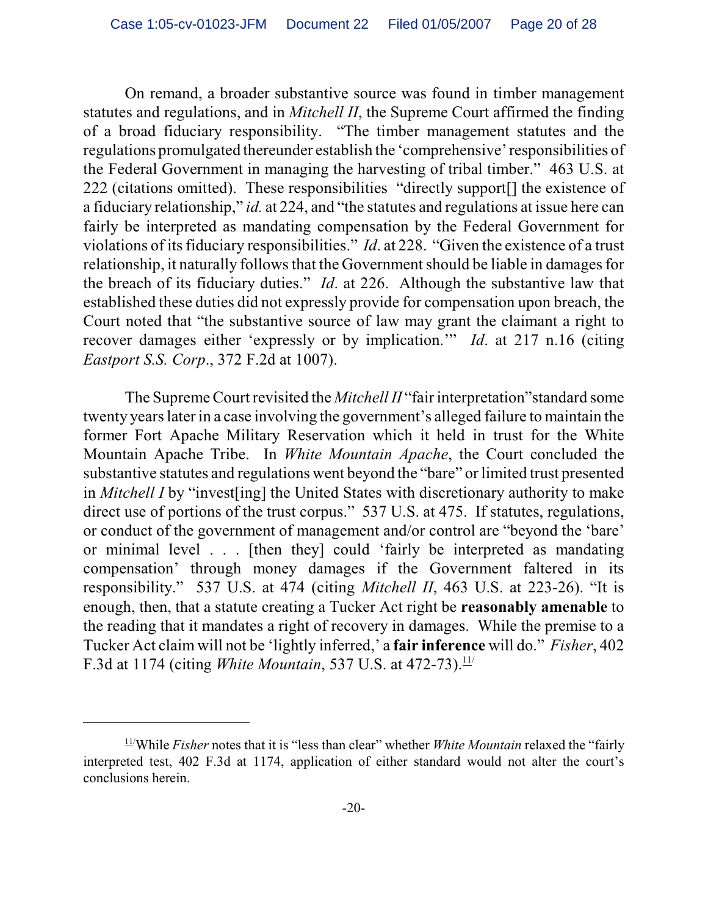On remand, a broader substantive source was found in timber management statutes and regulations, and in *Mitchell II*, the Supreme Court affirmed the finding of a broad fiduciary responsibility. "The timber management statutes and the regulations promulgated thereunder establish the 'comprehensive' responsibilities of the Federal Government in managing the harvesting of tribal timber." 463 U.S. at 222 (citations omitted). These responsibilities "directly support[] the existence of a fiduciary relationship," *id.* at 224, and "the statutes and regulations at issue here can fairly be interpreted as mandating compensation by the Federal Government for violations of its fiduciary responsibilities." *Id*. at 228. "Given the existence of a trust relationship, it naturally follows that the Government should be liable in damages for the breach of its fiduciary duties." *Id*. at 226. Although the substantive law that established these duties did not expressly provide for compensation upon breach, the Court noted that "the substantive source of law may grant the claimant a right to recover damages either 'expressly or by implication.'" *Id*. at 217 n.16 (citing *Eastport S.S. Corp*., 372 F.2d at 1007).

The Supreme Court revisited the *Mitchell II* "fair interpretation" standard some twenty years later in a case involving the government's alleged failure to maintain the former Fort Apache Military Reservation which it held in trust for the White Mountain Apache Tribe. In *White Mountain Apache*, the Court concluded the substantive statutes and regulations went beyond the "bare" or limited trust presented in *Mitchell I* by "invest[ing] the United States with discretionary authority to make direct use of portions of the trust corpus." 537 U.S. at 475. If statutes, regulations, or conduct of the government of management and/or control are "beyond the 'bare' or minimal level . . . [then they] could 'fairly be interpreted as mandating compensation' through money damages if the Government faltered in its responsibility." 537 U.S. at 474 (citing *Mitchell II*, 463 U.S. at 223-26). "It is enough, then, that a statute creating a Tucker Act right be **reasonably amenable** to the reading that it mandates a right of recovery in damages. While the premise to a Tucker Act claim will not be 'lightly inferred,' a **fair inference** will do." *Fisher*, 402 F.3d at 1174 (citing *White Mountain*, 537 U.S. at 472-73).[11]

---

[11] While *Fisher* notes that it is "less than clear" whether *White Mountain* relaxed the "fairly interpreted test, 402 F.3d at 1174, application of either standard would not alter the court's conclusions herein.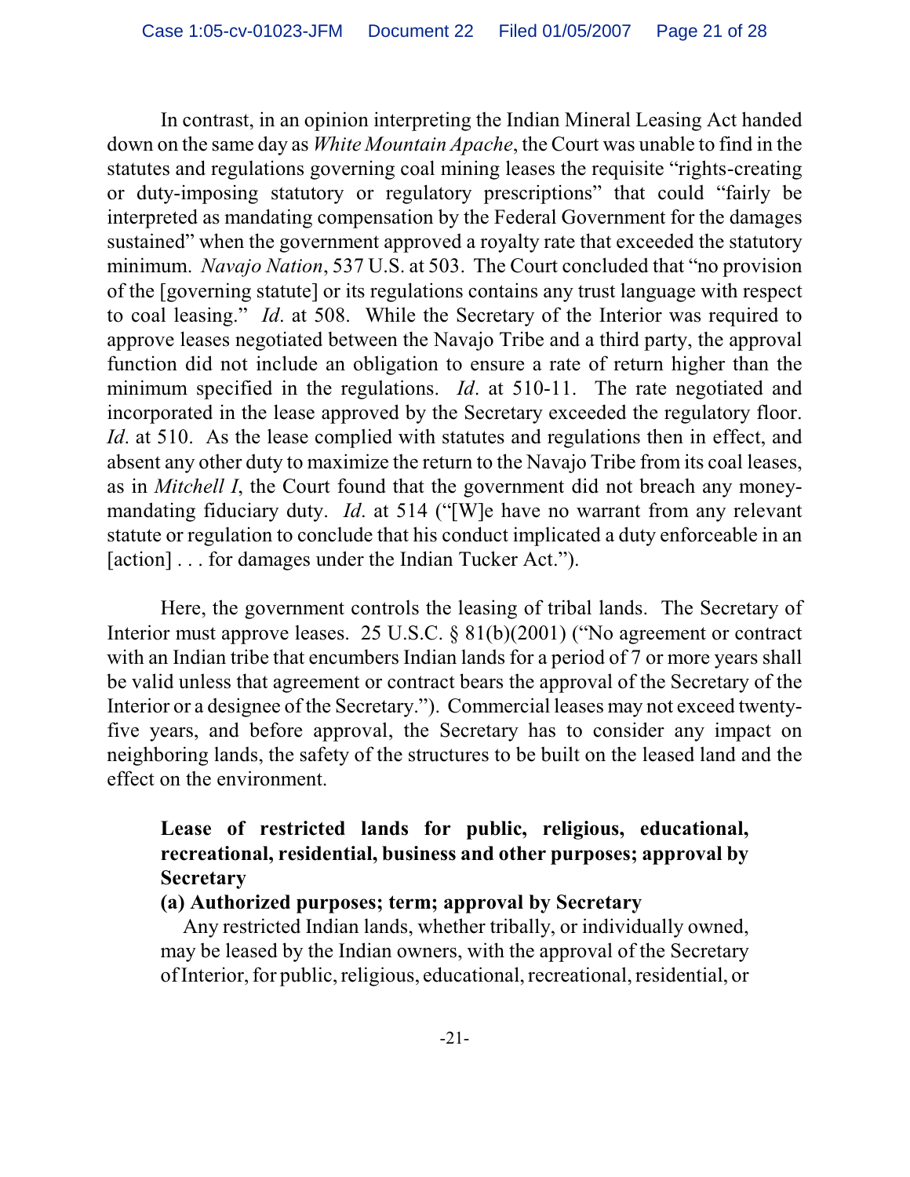In contrast, in an opinion interpreting the Indian Mineral Leasing Act handed down on the same day as *White Mountain Apache*, the Court was unable to find in the statutes and regulations governing coal mining leases the requisite "rights-creating or duty-imposing statutory or regulatory prescriptions" that could "fairly be interpreted as mandating compensation by the Federal Government for the damages sustained" when the government approved a royalty rate that exceeded the statutory minimum. *Navajo Nation*, 537 U.S. at 503. The Court concluded that "no provision of the [governing statute] or its regulations contains any trust language with respect to coal leasing." *Id*. at 508. While the Secretary of the Interior was required to approve leases negotiated between the Navajo Tribe and a third party, the approval function did not include an obligation to ensure a rate of return higher than the minimum specified in the regulations. *Id*. at 510-11. The rate negotiated and incorporated in the lease approved by the Secretary exceeded the regulatory floor. *Id*. at 510. As the lease complied with statutes and regulations then in effect, and absent any other duty to maximize the return to the Navajo Tribe from its coal leases, as in *Mitchell I*, the Court found that the government did not breach any money-mandating fiduciary duty. *Id*. at 514 ("[W]e have no warrant from any relevant statute or regulation to conclude that his conduct implicated a duty enforceable in an [action] . . . for damages under the Indian Tucker Act.").

Here, the government controls the leasing of tribal lands. The Secretary of Interior must approve leases. 25 U.S.C. § 81(b)(2001) ("No agreement or contract with an Indian tribe that encumbers Indian lands for a period of 7 or more years shall be valid unless that agreement or contract bears the approval of the Secretary of the Interior or a designee of the Secretary."). Commercial leases may not exceed twenty-five years, and before approval, the Secretary has to consider any impact on neighboring lands, the safety of the structures to be built on the leased land and the effect on the environment.

> **Lease of restricted lands for public, religious, educational, recreational, residential, business and other purposes; approval by Secretary**
>
> **(a) Authorized purposes; term; approval by Secretary**
>
> Any restricted Indian lands, whether tribally, or individually owned, may be leased by the Indian owners, with the approval of the Secretary of Interior, for public, religious, educational, recreational, residential, or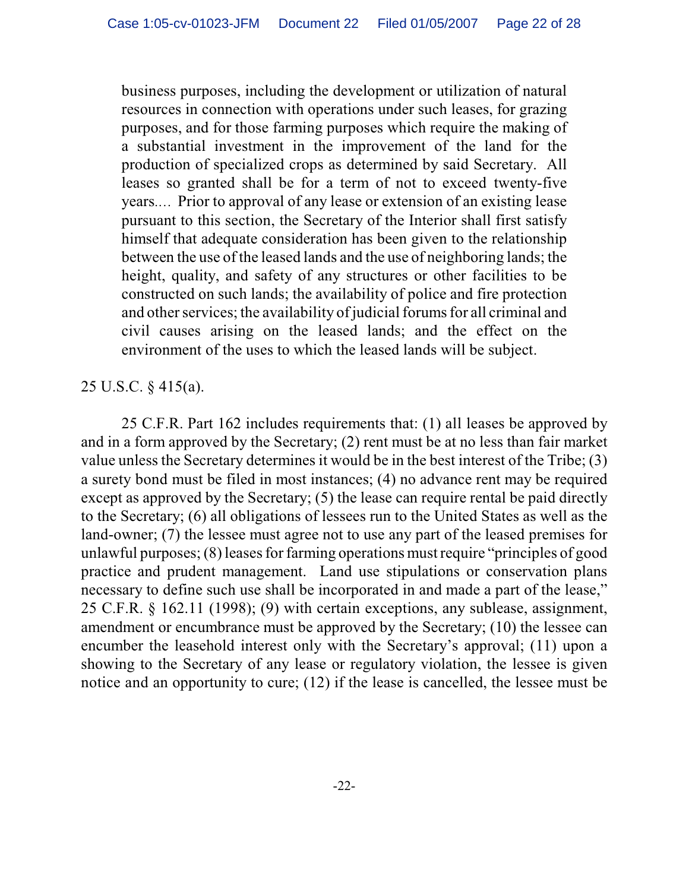> business purposes, including the development or utilization of natural resources in connection with operations under such leases, for grazing purposes, and for those farming purposes which require the making of a substantial investment in the improvement of the land for the production of specialized crops as determined by said Secretary. All leases so granted shall be for a term of not to exceed twenty-five years.… Prior to approval of any lease or extension of an existing lease pursuant to this section, the Secretary of the Interior shall first satisfy himself that adequate consideration has been given to the relationship between the use of the leased lands and the use of neighboring lands; the height, quality, and safety of any structures or other facilities to be constructed on such lands; the availability of police and fire protection and other services; the availability of judicial forums for all criminal and civil causes arising on the leased lands; and the effect on the environment of the uses to which the leased lands will be subject.

25 U.S.C. § 415(a).

25 C.F.R. Part 162 includes requirements that: (1) all leases be approved by and in a form approved by the Secretary; (2) rent must be at no less than fair market value unless the Secretary determines it would be in the best interest of the Tribe; (3) a surety bond must be filed in most instances; (4) no advance rent may be required except as approved by the Secretary; (5) the lease can require rental be paid directly to the Secretary; (6) all obligations of lessees run to the United States as well as the land-owner; (7) the lessee must agree not to use any part of the leased premises for unlawful purposes; (8) leases for farming operations must require "principles of good practice and prudent management. Land use stipulations or conservation plans necessary to define such use shall be incorporated in and made a part of the lease," 25 C.F.R. § 162.11 (1998); (9) with certain exceptions, any sublease, assignment, amendment or encumbrance must be approved by the Secretary; (10) the lessee can encumber the leasehold interest only with the Secretary's approval; (11) upon a showing to the Secretary of any lease or regulatory violation, the lessee is given notice and an opportunity to cure; (12) if the lease is cancelled, the lessee must be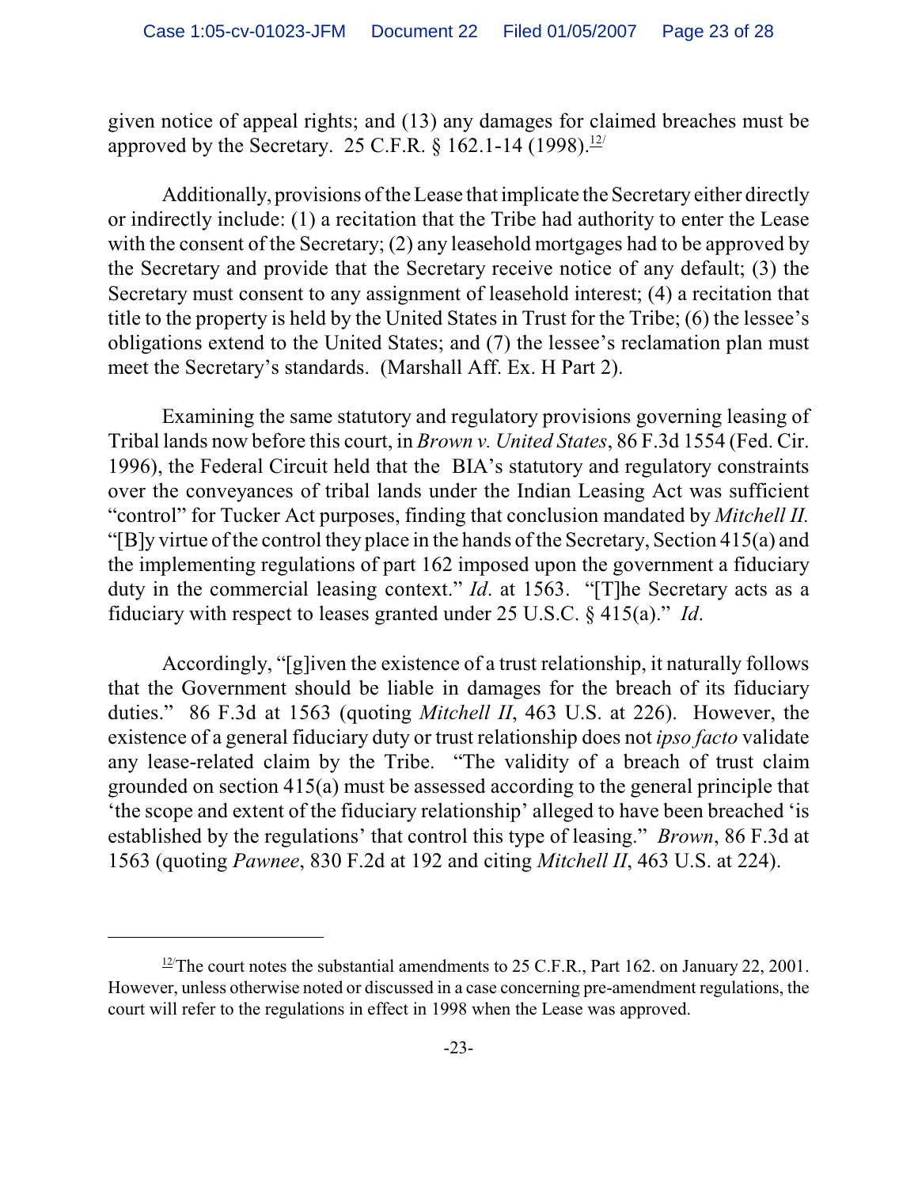given notice of appeal rights; and (13) any damages for claimed breaches must be approved by the Secretary. 25 C.F.R. § 162.1-14 (1998).[12]

Additionally, provisions of the Lease that implicate the Secretary either directly or indirectly include: (1) a recitation that the Tribe had authority to enter the Lease with the consent of the Secretary; (2) any leasehold mortgages had to be approved by the Secretary and provide that the Secretary receive notice of any default; (3) the Secretary must consent to any assignment of leasehold interest; (4) a recitation that title to the property is held by the United States in Trust for the Tribe; (6) the lessee's obligations extend to the United States; and (7) the lessee's reclamation plan must meet the Secretary's standards. (Marshall Aff. Ex. H Part 2).

Examining the same statutory and regulatory provisions governing leasing of Tribal lands now before this court, in *Brown v. United States*, 86 F.3d 1554 (Fed. Cir. 1996), the Federal Circuit held that the BIA's statutory and regulatory constraints over the conveyances of tribal lands under the Indian Leasing Act was sufficient "control" for Tucker Act purposes, finding that conclusion mandated by *Mitchell II.* "[B]y virtue of the control they place in the hands of the Secretary, Section 415(a) and the implementing regulations of part 162 imposed upon the government a fiduciary duty in the commercial leasing context." *Id*. at 1563. "[T]he Secretary acts as a fiduciary with respect to leases granted under 25 U.S.C. § 415(a)." *Id*.

Accordingly, "[g]iven the existence of a trust relationship, it naturally follows that the Government should be liable in damages for the breach of its fiduciary duties." 86 F.3d at 1563 (quoting *Mitchell II*, 463 U.S. at 226). However, the existence of a general fiduciary duty or trust relationship does not *ipso facto* validate any lease-related claim by the Tribe. "The validity of a breach of trust claim grounded on section 415(a) must be assessed according to the general principle that 'the scope and extent of the fiduciary relationship' alleged to have been breached 'is established by the regulations' that control this type of leasing." *Brown*, 86 F.3d at 1563 (quoting *Pawnee*, 830 F.2d at 192 and citing *Mitchell II*, 463 U.S. at 224).

---

[12] The court notes the substantial amendments to 25 C.F.R., Part 162. on January 22, 2001. However, unless otherwise noted or discussed in a case concerning pre-amendment regulations, the court will refer to the regulations in effect in 1998 when the Lease was approved.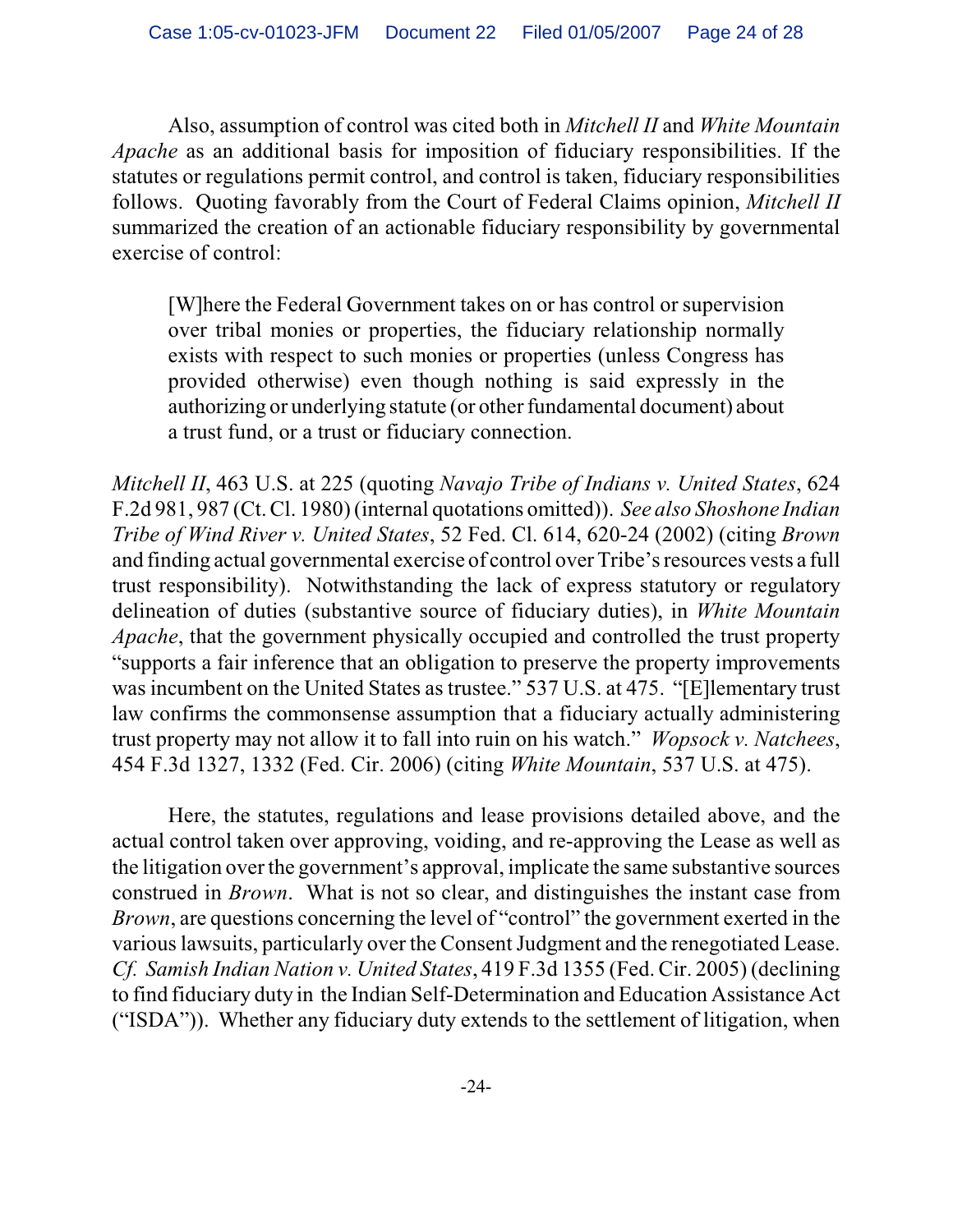Also, assumption of control was cited both in *Mitchell II* and *White Mountain Apache* as an additional basis for imposition of fiduciary responsibilities. If the statutes or regulations permit control, and control is taken, fiduciary responsibilities follows. Quoting favorably from the Court of Federal Claims opinion, *Mitchell II* summarized the creation of an actionable fiduciary responsibility by governmental exercise of control:

> [W]here the Federal Government takes on or has control or supervision over tribal monies or properties, the fiduciary relationship normally exists with respect to such monies or properties (unless Congress has provided otherwise) even though nothing is said expressly in the authorizing or underlying statute (or other fundamental document) about a trust fund, or a trust or fiduciary connection.

*Mitchell II*, 463 U.S. at 225 (quoting *Navajo Tribe of Indians v. United States*, 624 F.2d 981, 987 (Ct. Cl. 1980) (internal quotations omitted)). *See also Shoshone Indian Tribe of Wind River v. United States*, 52 Fed. Cl. 614, 620-24 (2002) (citing *Brown* and finding actual governmental exercise of control over Tribe's resources vests a full trust responsibility). Notwithstanding the lack of express statutory or regulatory delineation of duties (substantive source of fiduciary duties), in *White Mountain Apache*, that the government physically occupied and controlled the trust property "supports a fair inference that an obligation to preserve the property improvements was incumbent on the United States as trustee." 537 U.S. at 475. "[E]lementary trust law confirms the commonsense assumption that a fiduciary actually administering trust property may not allow it to fall into ruin on his watch." *Wopsock v. Natchees*, 454 F.3d 1327, 1332 (Fed. Cir. 2006) (citing *White Mountain*, 537 U.S. at 475).

Here, the statutes, regulations and lease provisions detailed above, and the actual control taken over approving, voiding, and re-approving the Lease as well as the litigation over the government's approval, implicate the same substantive sources construed in *Brown*. What is not so clear, and distinguishes the instant case from *Brown*, are questions concerning the level of "control" the government exerted in the various lawsuits, particularly over the Consent Judgment and the renegotiated Lease. *Cf. Samish Indian Nation v. United States*, 419 F.3d 1355 (Fed. Cir. 2005) (declining to find fiduciary duty in the Indian Self-Determination and Education Assistance Act ("ISDA")). Whether any fiduciary duty extends to the settlement of litigation, when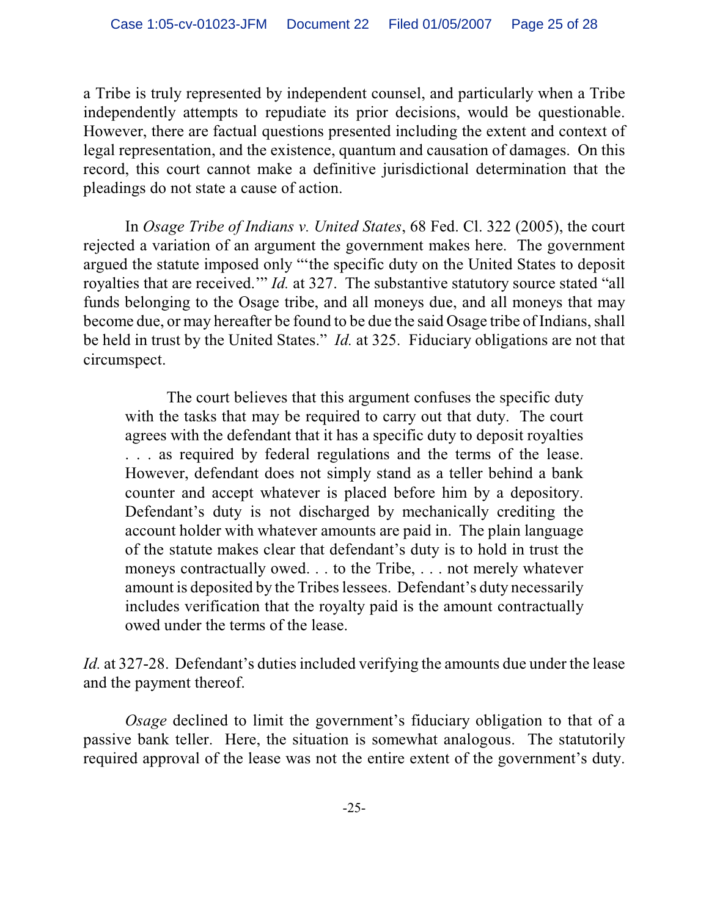a Tribe is truly represented by independent counsel, and particularly when a Tribe independently attempts to repudiate its prior decisions, would be questionable. However, there are factual questions presented including the extent and context of legal representation, and the existence, quantum and causation of damages. On this record, this court cannot make a definitive jurisdictional determination that the pleadings do not state a cause of action.

In *Osage Tribe of Indians v. United States*, 68 Fed. Cl. 322 (2005), the court rejected a variation of an argument the government makes here. The government argued the statute imposed only "'the specific duty on the United States to deposit royalties that are received.'" *Id.* at 327. The substantive statutory source stated "all funds belonging to the Osage tribe, and all moneys due, and all moneys that may become due, or may hereafter be found to be due the said Osage tribe of Indians, shall be held in trust by the United States." *Id.* at 325. Fiduciary obligations are not that circumspect.

> The court believes that this argument confuses the specific duty with the tasks that may be required to carry out that duty. The court agrees with the defendant that it has a specific duty to deposit royalties . . . as required by federal regulations and the terms of the lease. However, defendant does not simply stand as a teller behind a bank counter and accept whatever is placed before him by a depository. Defendant's duty is not discharged by mechanically crediting the account holder with whatever amounts are paid in. The plain language of the statute makes clear that defendant's duty is to hold in trust the moneys contractually owed. . . to the Tribe, . . . not merely whatever amount is deposited by the Tribes lessees. Defendant's duty necessarily includes verification that the royalty paid is the amount contractually owed under the terms of the lease.

*Id.* at 327-28. Defendant's duties included verifying the amounts due under the lease and the payment thereof.

*Osage* declined to limit the government's fiduciary obligation to that of a passive bank teller. Here, the situation is somewhat analogous. The statutorily required approval of the lease was not the entire extent of the government's duty.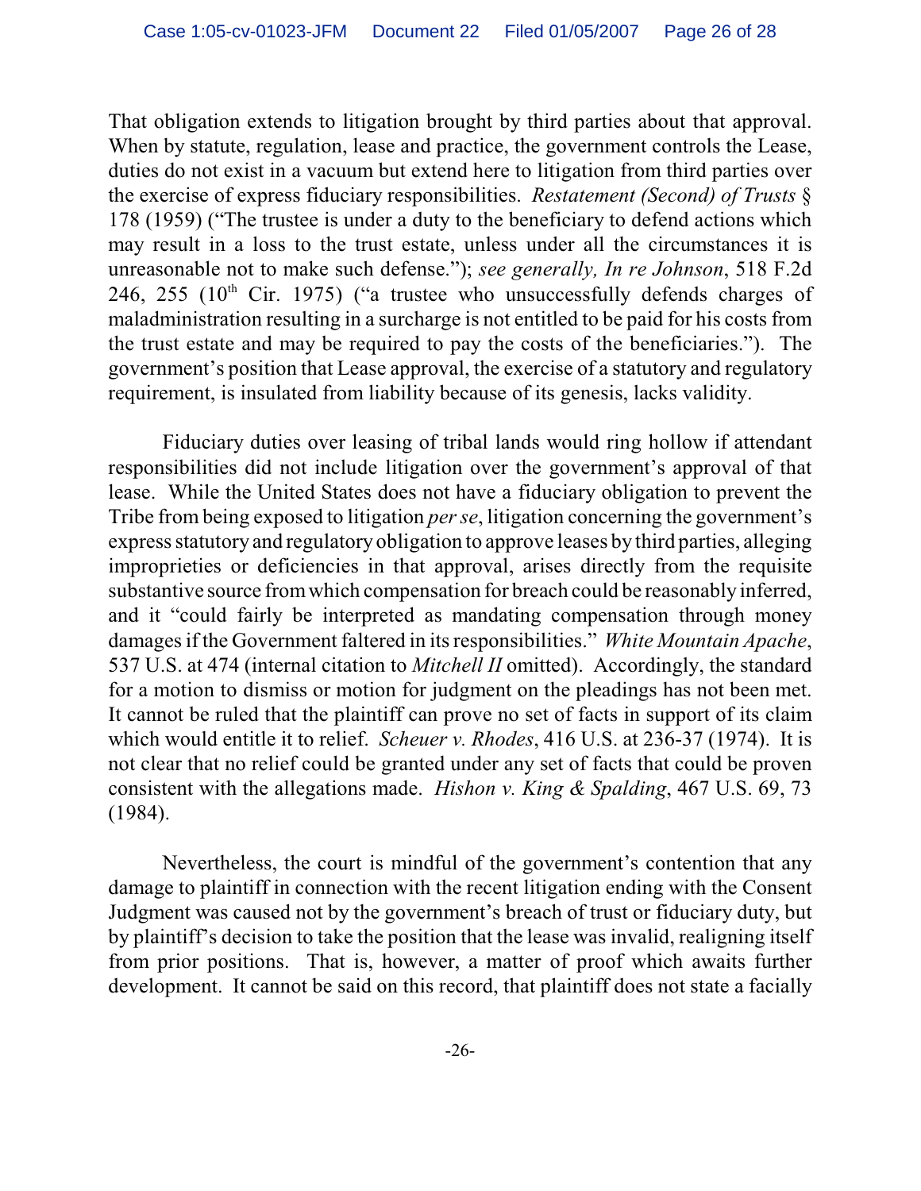That obligation extends to litigation brought by third parties about that approval. When by statute, regulation, lease and practice, the government controls the Lease, duties do not exist in a vacuum but extend here to litigation from third parties over the exercise of express fiduciary responsibilities. *Restatement (Second) of Trusts* § 178 (1959) ("The trustee is under a duty to the beneficiary to defend actions which may result in a loss to the trust estate, unless under all the circumstances it is unreasonable not to make such defense."); *see generally, In re Johnson*, 518 F.2d 246, 255 (10th Cir. 1975) ("a trustee who unsuccessfully defends charges of maladministration resulting in a surcharge is not entitled to be paid for his costs from the trust estate and may be required to pay the costs of the beneficiaries."). The government's position that Lease approval, the exercise of a statutory and regulatory requirement, is insulated from liability because of its genesis, lacks validity.

Fiduciary duties over leasing of tribal lands would ring hollow if attendant responsibilities did not include litigation over the government's approval of that lease. While the United States does not have a fiduciary obligation to prevent the Tribe from being exposed to litigation *per se*, litigation concerning the government's express statutory and regulatory obligation to approve leases by third parties, alleging improprieties or deficiencies in that approval, arises directly from the requisite substantive source from which compensation for breach could be reasonably inferred, and it "could fairly be interpreted as mandating compensation through money damages if the Government faltered in its responsibilities." *White Mountain Apache*, 537 U.S. at 474 (internal citation to *Mitchell II* omitted). Accordingly, the standard for a motion to dismiss or motion for judgment on the pleadings has not been met. It cannot be ruled that the plaintiff can prove no set of facts in support of its claim which would entitle it to relief. *Scheuer v. Rhodes*, 416 U.S. at 236-37 (1974). It is not clear that no relief could be granted under any set of facts that could be proven consistent with the allegations made. *Hishon v. King & Spalding*, 467 U.S. 69, 73 (1984).

Nevertheless, the court is mindful of the government's contention that any damage to plaintiff in connection with the recent litigation ending with the Consent Judgment was caused not by the government's breach of trust or fiduciary duty, but by plaintiff's decision to take the position that the lease was invalid, realigning itself from prior positions. That is, however, a matter of proof which awaits further development. It cannot be said on this record, that plaintiff does not state a facially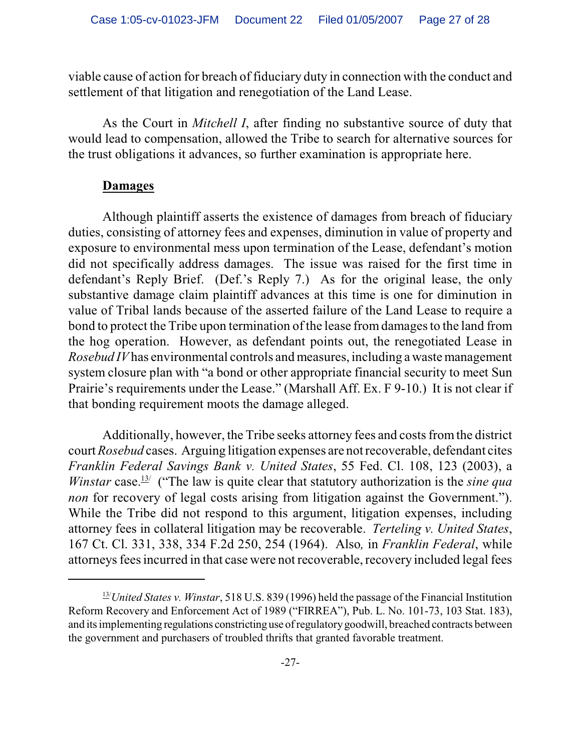viable cause of action for breach of fiduciary duty in connection with the conduct and settlement of that litigation and renegotiation of the Land Lease.

As the Court in *Mitchell I*, after finding no substantive source of duty that would lead to compensation, allowed the Tribe to search for alternative sources for the trust obligations it advances, so further examination is appropriate here.

**Damages**

Although plaintiff asserts the existence of damages from breach of fiduciary duties, consisting of attorney fees and expenses, diminution in value of property and exposure to environmental mess upon termination of the Lease, defendant's motion did not specifically address damages. The issue was raised for the first time in defendant's Reply Brief. (Def.'s Reply 7.) As for the original lease, the only substantive damage claim plaintiff advances at this time is one for diminution in value of Tribal lands because of the asserted failure of the Land Lease to require a bond to protect the Tribe upon termination of the lease from damages to the land from the hog operation. However, as defendant points out, the renegotiated Lease in *Rosebud IV* has environmental controls and measures, including a waste management system closure plan with "a bond or other appropriate financial security to meet Sun Prairie's requirements under the Lease." (Marshall Aff. Ex. F 9-10.) It is not clear if that bonding requirement moots the damage alleged.

Additionally, however, the Tribe seeks attorney fees and costs from the district court *Rosebud* cases. Arguing litigation expenses are not recoverable, defendant cites *Franklin Federal Savings Bank v. United States*, 55 Fed. Cl. 108, 123 (2003), a *Winstar* case.[13] ("The law is quite clear that statutory authorization is the *sine qua non* for recovery of legal costs arising from litigation against the Government."). While the Tribe did not respond to this argument, litigation expenses, including attorney fees in collateral litigation may be recoverable. *Terteling v. United States*, 167 Ct. Cl. 331, 338, 334 F.2d 250, 254 (1964). Also, in *Franklin Federal*, while attorneys fees incurred in that case were not recoverable, recovery included legal fees

---

[13] *United States v. Winstar*, 518 U.S. 839 (1996) held the passage of the Financial Institution Reform Recovery and Enforcement Act of 1989 ("FIRREA"), Pub. L. No. 101-73, 103 Stat. 183), and its implementing regulations constricting use of regulatory goodwill, breached contracts between the government and purchasers of troubled thrifts that granted favorable treatment.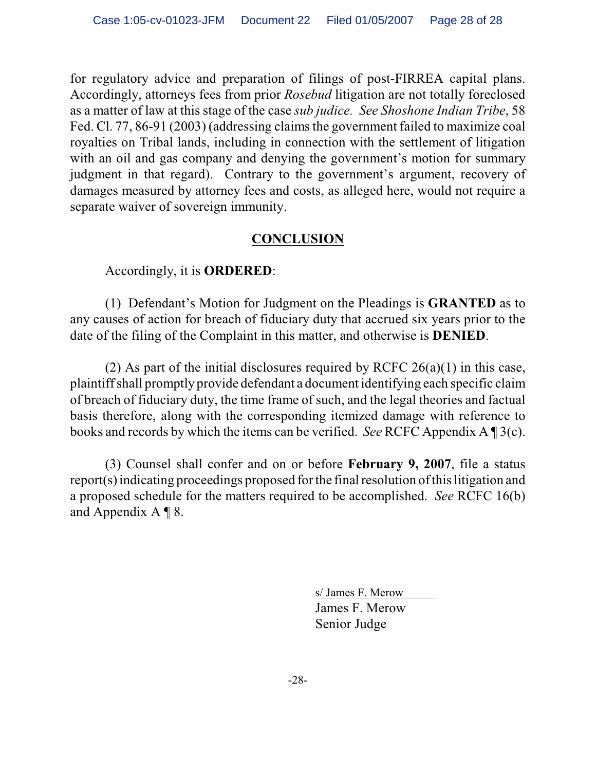for regulatory advice and preparation of filings of post-FIRREA capital plans. Accordingly, attorneys fees from prior *Rosebud* litigation are not totally foreclosed as a matter of law at this stage of the case *sub judice. See Shoshone Indian Tribe*, 58 Fed. Cl. 77, 86-91 (2003) (addressing claims the government failed to maximize coal royalties on Tribal lands, including in connection with the settlement of litigation with an oil and gas company and denying the government's motion for summary judgment in that regard). Contrary to the government's argument, recovery of damages measured by attorney fees and costs, as alleged here, would not require a separate waiver of sovereign immunity.

## CONCLUSION

Accordingly, it is **ORDERED**:

(1) Defendant's Motion for Judgment on the Pleadings is **GRANTED** as to any causes of action for breach of fiduciary duty that accrued six years prior to the date of the filing of the Complaint in this matter, and otherwise is **DENIED**.

(2) As part of the initial disclosures required by RCFC 26(a)(1) in this case, plaintiff shall promptly provide defendant a document identifying each specific claim of breach of fiduciary duty, the time frame of such, and the legal theories and factual basis therefore, along with the corresponding itemized damage with reference to books and records by which the items can be verified. *See* RCFC Appendix A ¶ 3(c).

(3) Counsel shall confer and on or before **February 9, 2007**, file a status report(s) indicating proceedings proposed for the final resolution of this litigation and a proposed schedule for the matters required to be accomplished. *See* RCFC 16(b) and Appendix A ¶ 8.

s/ James F. Merow
James F. Merow
Senior Judge